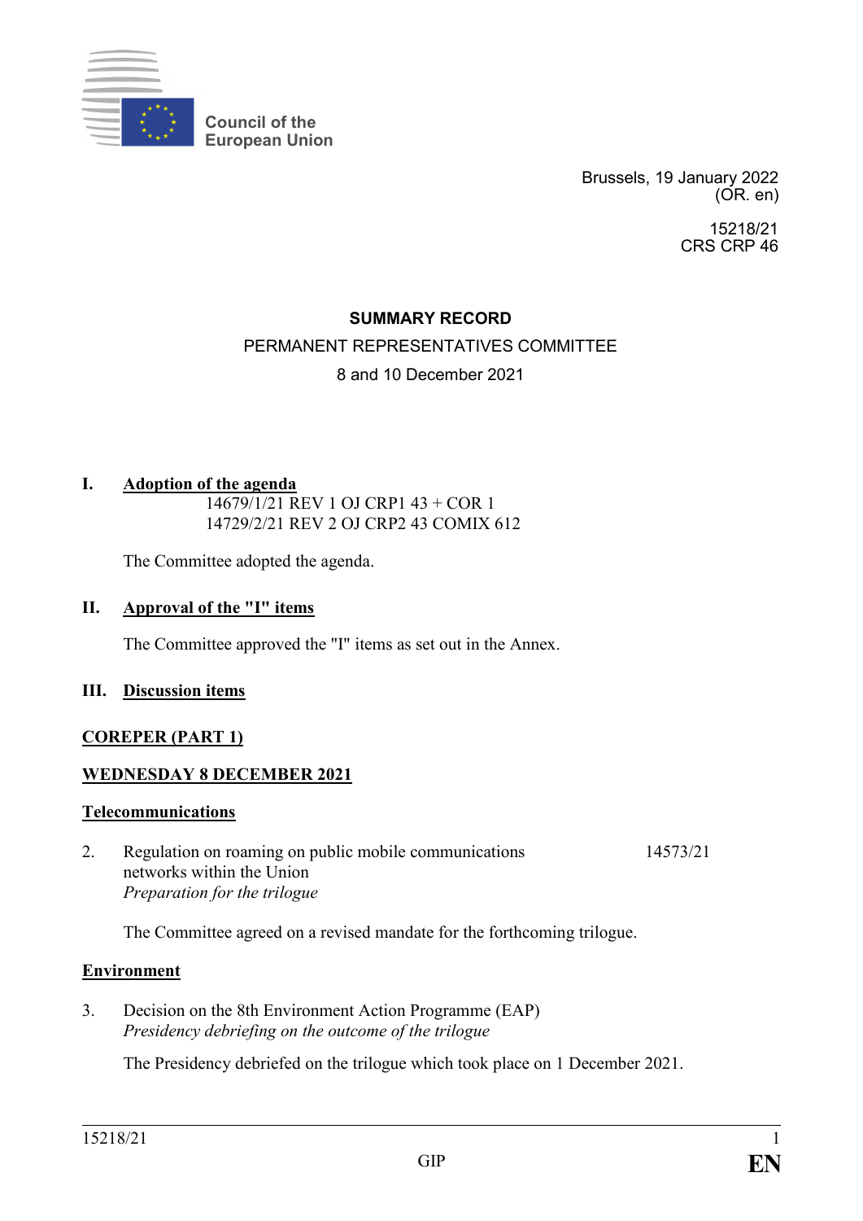Council of the European Union

Brussels, 19 January 2022
(OR. en)

15218/21
CRS CRP 46

**SUMMARY RECORD**

PERMANENT REPRESENTATIVES COMMITTEE

8 and 10 December 2021

**I. Adoption of the agenda**

14679/1/21 REV 1 OJ CRP1 43 + COR 1
14729/2/21 REV 2 OJ CRP2 43 COMIX 612

The Committee adopted the agenda.

**II. Approval of the "I" items**

The Committee approved the "I" items as set out in the Annex.

**III. Discussion items**

**COREPER (PART 1)**

**WEDNESDAY 8 DECEMBER 2021**

**Telecommunications**

2. Regulation on roaming on public mobile communications networks within the Union — 14573/21
*Preparation for the trilogue*

The Committee agreed on a revised mandate for the forthcoming trilogue.

**Environment**

3. Decision on the 8th Environment Action Programme (EAP)
*Presidency debriefing on the outcome of the trilogue*

The Presidency debriefed on the trilogue which took place on 1 December 2021.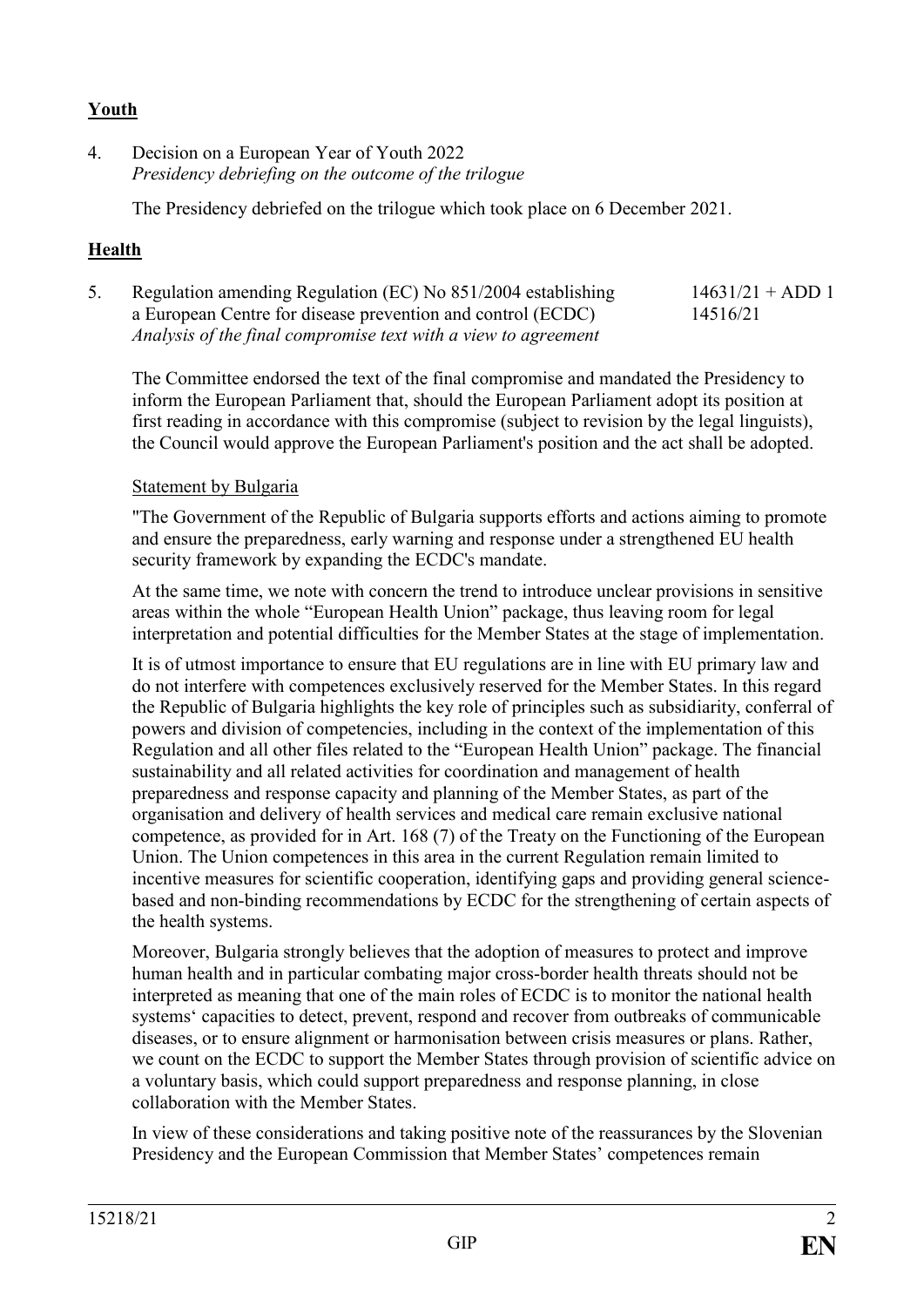## **Youth**

4. Decision on a European Year of Youth 2022
*Presidency debriefing on the outcome of the trilogue*

The Presidency debriefed on the trilogue which took place on 6 December 2021.

## **Health**

5. Regulation amending Regulation (EC) No 851/2004 establishing a European Centre for disease prevention and control (ECDC) — 14631/21 + ADD 1; 14516/21
*Analysis of the final compromise text with a view to agreement*

The Committee endorsed the text of the final compromise and mandated the Presidency to inform the European Parliament that, should the European Parliament adopt its position at first reading in accordance with this compromise (subject to revision by the legal linguists), the Council would approve the European Parliament's position and the act shall be adopted.

Statement by Bulgaria

"The Government of the Republic of Bulgaria supports efforts and actions aiming to promote and ensure the preparedness, early warning and response under a strengthened EU health security framework by expanding the ECDC's mandate.

At the same time, we note with concern the trend to introduce unclear provisions in sensitive areas within the whole "European Health Union" package, thus leaving room for legal interpretation and potential difficulties for the Member States at the stage of implementation.

It is of utmost importance to ensure that EU regulations are in line with EU primary law and do not interfere with competences exclusively reserved for the Member States. In this regard the Republic of Bulgaria highlights the key role of principles such as subsidiarity, conferral of powers and division of competencies, including in the context of the implementation of this Regulation and all other files related to the "European Health Union" package. The financial sustainability and all related activities for coordination and management of health preparedness and response capacity and planning of the Member States, as part of the organisation and delivery of health services and medical care remain exclusive national competence, as provided for in Art. 168 (7) of the Treaty on the Functioning of the European Union. The Union competences in this area in the current Regulation remain limited to incentive measures for scientific cooperation, identifying gaps and providing general science-based and non-binding recommendations by ECDC for the strengthening of certain aspects of the health systems.

Moreover, Bulgaria strongly believes that the adoption of measures to protect and improve human health and in particular combating major cross-border health threats should not be interpreted as meaning that one of the main roles of ECDC is to monitor the national health systems' capacities to detect, prevent, respond and recover from outbreaks of communicable diseases, or to ensure alignment or harmonisation between crisis measures or plans. Rather, we count on the ECDC to support the Member States through provision of scientific advice on a voluntary basis, which could support preparedness and response planning, in close collaboration with the Member States.

In view of these considerations and taking positive note of the reassurances by the Slovenian Presidency and the European Commission that Member States' competences remain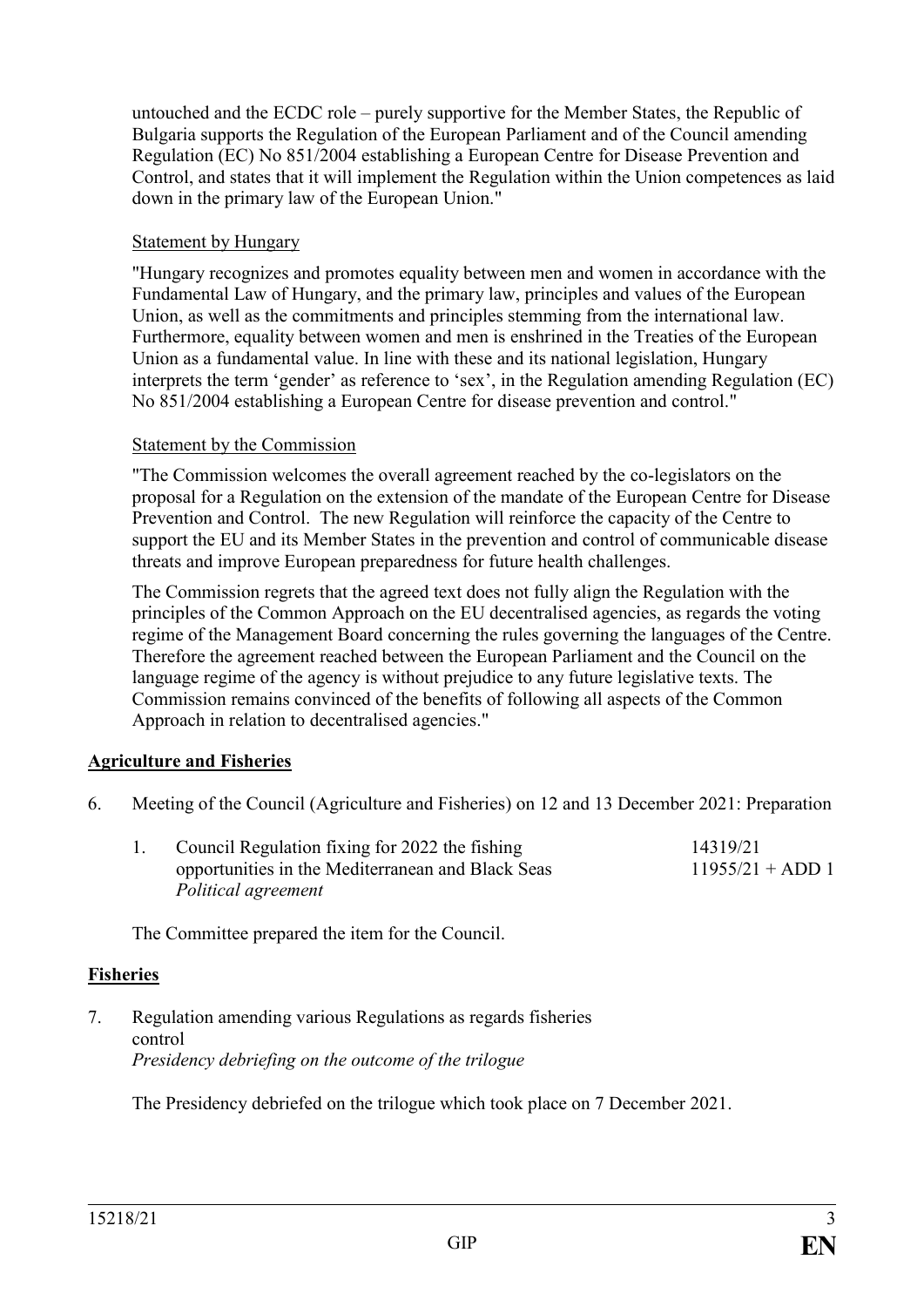untouched and the ECDC role – purely supportive for the Member States, the Republic of Bulgaria supports the Regulation of the European Parliament and of the Council amending Regulation (EC) No 851/2004 establishing a European Centre for Disease Prevention and Control, and states that it will implement the Regulation within the Union competences as laid down in the primary law of the European Union."

Statement by Hungary

"Hungary recognizes and promotes equality between men and women in accordance with the Fundamental Law of Hungary, and the primary law, principles and values of the European Union, as well as the commitments and principles stemming from the international law. Furthermore, equality between women and men is enshrined in the Treaties of the European Union as a fundamental value. In line with these and its national legislation, Hungary interprets the term 'gender' as reference to 'sex', in the Regulation amending Regulation (EC) No 851/2004 establishing a European Centre for disease prevention and control."

Statement by the Commission

"The Commission welcomes the overall agreement reached by the co-legislators on the proposal for a Regulation on the extension of the mandate of the European Centre for Disease Prevention and Control. The new Regulation will reinforce the capacity of the Centre to support the EU and its Member States in the prevention and control of communicable disease threats and improve European preparedness for future health challenges.

The Commission regrets that the agreed text does not fully align the Regulation with the principles of the Common Approach on the EU decentralised agencies, as regards the voting regime of the Management Board concerning the rules governing the languages of the Centre. Therefore the agreement reached between the European Parliament and the Council on the language regime of the agency is without prejudice to any future legislative texts. The Commission remains convinced of the benefits of following all aspects of the Common Approach in relation to decentralised agencies."

**Agriculture and Fisheries**

6. Meeting of the Council (Agriculture and Fisheries) on 12 and 13 December 2021: Preparation

   1. Council Regulation fixing for 2022 the fishing opportunities in the Mediterranean and Black Seas — 14319/21, 11955/21 + ADD 1
      *Political agreement*

   The Committee prepared the item for the Council.

**Fisheries**

7. Regulation amending various Regulations as regards fisheries control
   *Presidency debriefing on the outcome of the trilogue*

   The Presidency debriefed on the trilogue which took place on 7 December 2021.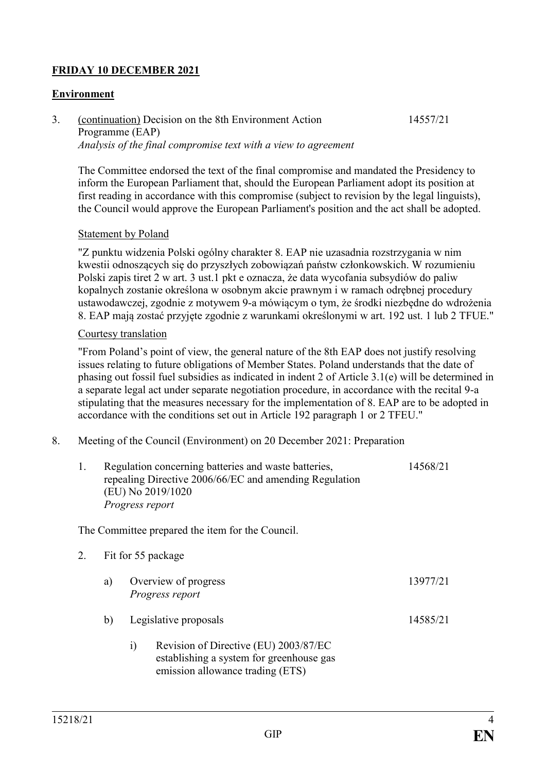**FRIDAY 10 DECEMBER 2021**

**Environment**

3. (continuation) Decision on the 8th Environment Action Programme (EAP) 14557/21
*Analysis of the final compromise text with a view to agreement*

The Committee endorsed the text of the final compromise and mandated the Presidency to inform the European Parliament that, should the European Parliament adopt its position at first reading in accordance with this compromise (subject to revision by the legal linguists), the Council would approve the European Parliament's position and the act shall be adopted.

Statement by Poland

"Z punktu widzenia Polski ogólny charakter 8. EAP nie uzasadnia rozstrzygania w nim kwestii odnoszących się do przyszłych zobowiązań państw członkowskich. W rozumieniu Polski zapis tiret 2 w art. 3 ust.1 pkt e oznacza, że data wycofania subsydiów do paliw kopalnych zostanie określona w osobnym akcie prawnym i w ramach odrębnej procedury ustawodawczej, zgodnie z motywem 9-a mówiącym o tym, że środki niezbędne do wdrożenia 8. EAP mają zostać przyjęte zgodnie z warunkami określonymi w art. 192 ust. 1 lub 2 TFUE."

Courtesy translation

"From Poland's point of view, the general nature of the 8th EAP does not justify resolving issues relating to future obligations of Member States. Poland understands that the date of phasing out fossil fuel subsidies as indicated in indent 2 of Article 3.1(e) will be determined in a separate legal act under separate negotiation procedure, in accordance with the recital 9-a stipulating that the measures necessary for the implementation of 8. EAP are to be adopted in accordance with the conditions set out in Article 192 paragraph 1 or 2 TFEU."

8. Meeting of the Council (Environment) on 20 December 2021: Preparation

    1. Regulation concerning batteries and waste batteries, repealing Directive 2006/66/EC and amending Regulation (EU) No 2019/1020 14568/21
    *Progress report*

    The Committee prepared the item for the Council.

    2. Fit for 55 package

        a) Overview of progress 13977/21
        *Progress report*

        b) Legislative proposals 14585/21

            i) Revision of Directive (EU) 2003/87/EC establishing a system for greenhouse gas emission allowance trading (ETS)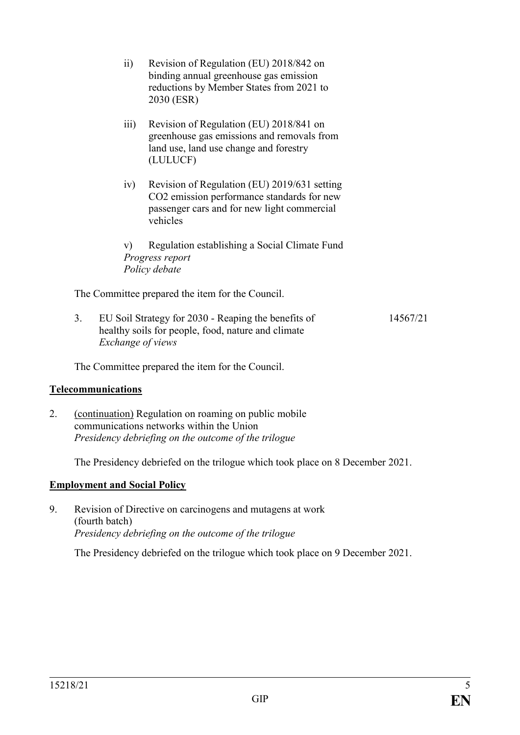ii) Revision of Regulation (EU) 2018/842 on binding annual greenhouse gas emission reductions by Member States from 2021 to 2030 (ESR)

iii) Revision of Regulation (EU) 2018/841 on greenhouse gas emissions and removals from land use, land use change and forestry (LULUCF)

iv) Revision of Regulation (EU) 2019/631 setting CO2 emission performance standards for new passenger cars and for new light commercial vehicles

v) Regulation establishing a Social Climate Fund
*Progress report*
*Policy debate*

The Committee prepared the item for the Council.

3. EU Soil Strategy for 2030 - Reaping the benefits of healthy soils for people, food, nature and climate — 14567/21
*Exchange of views*

The Committee prepared the item for the Council.

**Telecommunications**

2. (continuation) Regulation on roaming on public mobile communications networks within the Union
*Presidency debriefing on the outcome of the trilogue*

The Presidency debriefed on the trilogue which took place on 8 December 2021.

**Employment and Social Policy**

9. Revision of Directive on carcinogens and mutagens at work (fourth batch)
*Presidency debriefing on the outcome of the trilogue*

The Presidency debriefed on the trilogue which took place on 9 December 2021.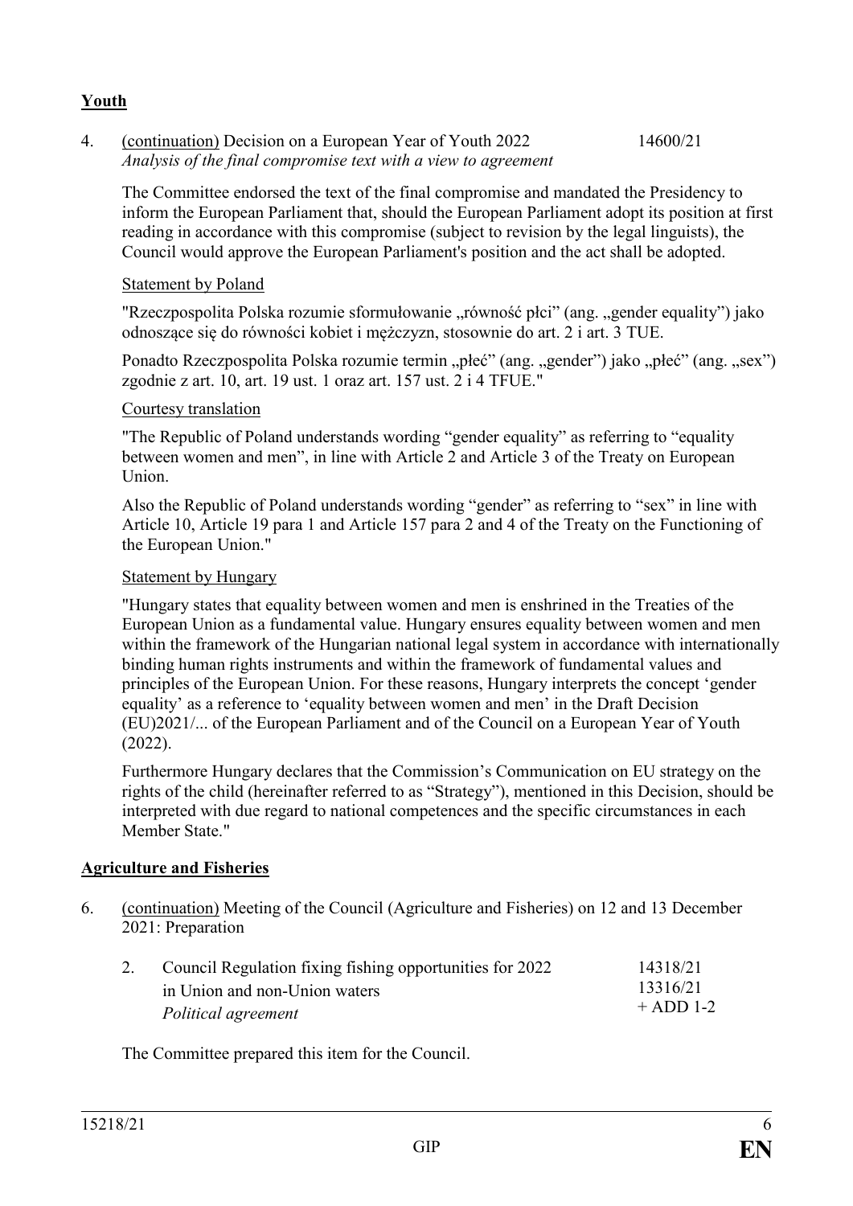## Youth

4. (continuation) Decision on a European Year of Youth 2022 — 14600/21
*Analysis of the final compromise text with a view to agreement*

The Committee endorsed the text of the final compromise and mandated the Presidency to inform the European Parliament that, should the European Parliament adopt its position at first reading in accordance with this compromise (subject to revision by the legal linguists), the Council would approve the European Parliament's position and the act shall be adopted.

Statement by Poland

"Rzeczpospolita Polska rozumie sformułowanie „równość płci" (ang. „gender equality") jako odnoszące się do równości kobiet i mężczyzn, stosownie do art. 2 i art. 3 TUE.

Ponadto Rzeczpospolita Polska rozumie termin „płeć" (ang. „gender") jako „płeć" (ang. „sex") zgodnie z art. 10, art. 19 ust. 1 oraz art. 157 ust. 2 i 4 TFUE."

Courtesy translation

"The Republic of Poland understands wording "gender equality" as referring to "equality between women and men", in line with Article 2 and Article 3 of the Treaty on European Union.

Also the Republic of Poland understands wording "gender" as referring to "sex" in line with Article 10, Article 19 para 1 and Article 157 para 2 and 4 of the Treaty on the Functioning of the European Union."

Statement by Hungary

"Hungary states that equality between women and men is enshrined in the Treaties of the European Union as a fundamental value. Hungary ensures equality between women and men within the framework of the Hungarian national legal system in accordance with internationally binding human rights instruments and within the framework of fundamental values and principles of the European Union. For these reasons, Hungary interprets the concept 'gender equality' as a reference to 'equality between women and men' in the Draft Decision (EU)2021/... of the European Parliament and of the Council on a European Year of Youth (2022).

Furthermore Hungary declares that the Commission's Communication on EU strategy on the rights of the child (hereinafter referred to as "Strategy"), mentioned in this Decision, should be interpreted with due regard to national competences and the specific circumstances in each Member State."

## Agriculture and Fisheries

6. (continuation) Meeting of the Council (Agriculture and Fisheries) on 12 and 13 December 2021: Preparation

   2. Council Regulation fixing fishing opportunities for 2022 in Union and non-Union waters — 14318/21, 13316/21 + ADD 1-2
   *Political agreement*

The Committee prepared this item for the Council.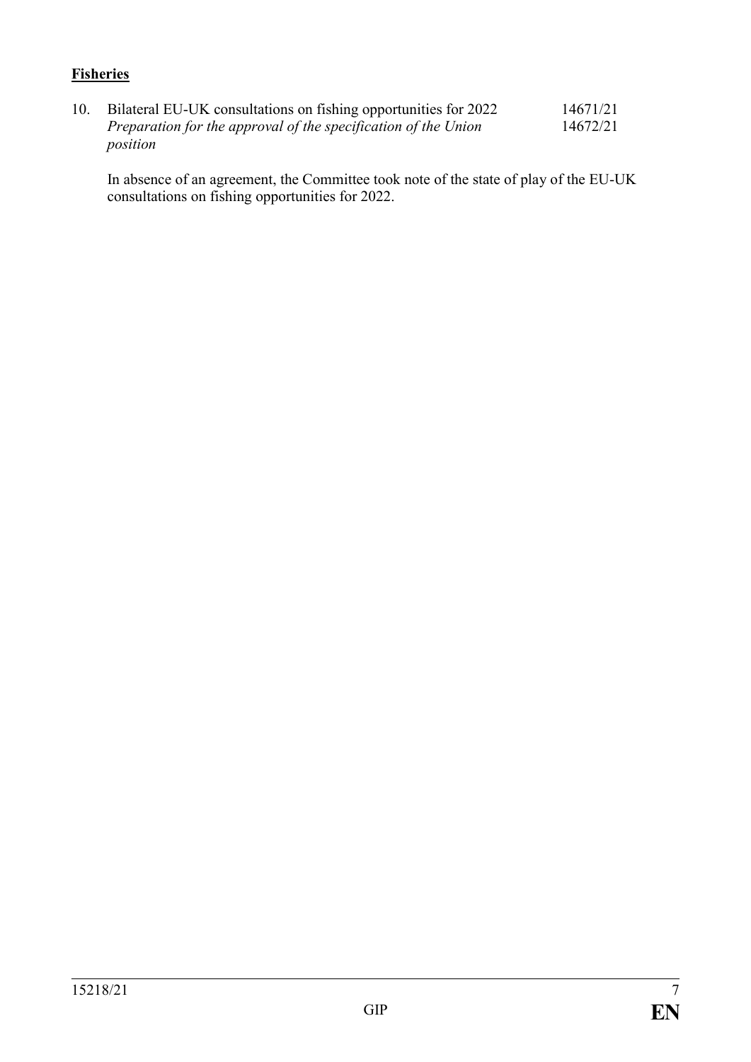**Fisheries**

10. Bilateral EU-UK consultations on fishing opportunities for 2022 14671/21
    *Preparation for the approval of the specification of the Union position* 14672/21

    In absence of an agreement, the Committee took note of the state of play of the EU-UK consultations on fishing opportunities for 2022.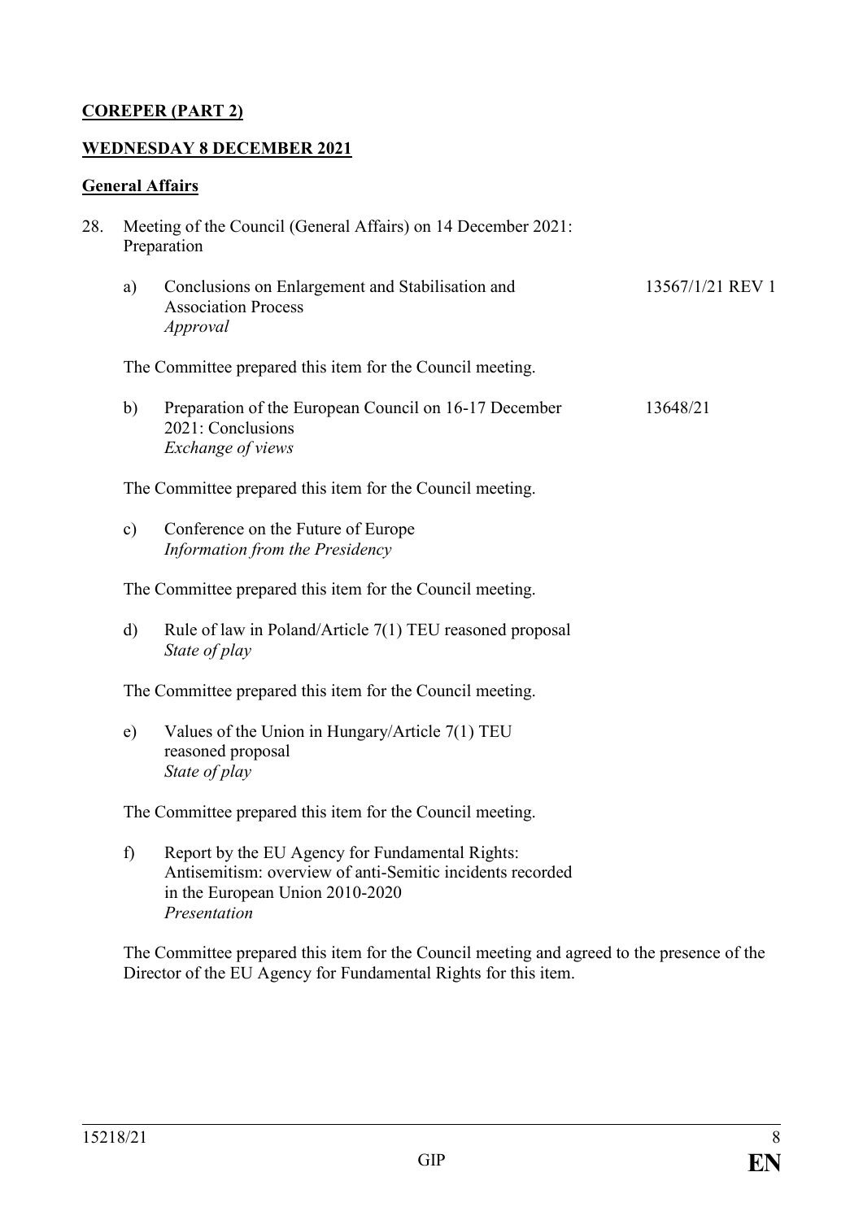**COREPER (PART 2)**

**WEDNESDAY 8 DECEMBER 2021**

**General Affairs**

28. Meeting of the Council (General Affairs) on 14 December 2021: Preparation

    a) Conclusions on Enlargement and Stabilisation and Association Process — 13567/1/21 REV 1
    *Approval*

    The Committee prepared this item for the Council meeting.

    b) Preparation of the European Council on 16-17 December 2021: Conclusions — 13648/21
    *Exchange of views*

    The Committee prepared this item for the Council meeting.

    c) Conference on the Future of Europe
    *Information from the Presidency*

    The Committee prepared this item for the Council meeting.

    d) Rule of law in Poland/Article 7(1) TEU reasoned proposal
    *State of play*

    The Committee prepared this item for the Council meeting.

    e) Values of the Union in Hungary/Article 7(1) TEU reasoned proposal
    *State of play*

    The Committee prepared this item for the Council meeting.

    f) Report by the EU Agency for Fundamental Rights: Antisemitism: overview of anti-Semitic incidents recorded in the European Union 2010-2020
    *Presentation*

    The Committee prepared this item for the Council meeting and agreed to the presence of the Director of the EU Agency for Fundamental Rights for this item.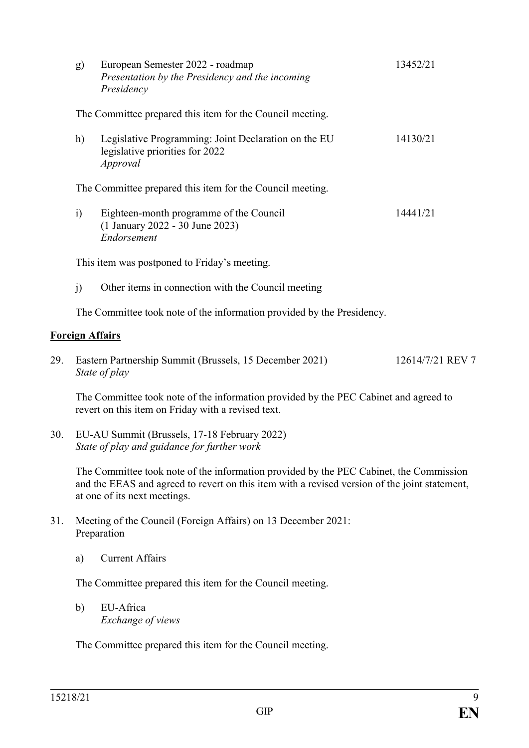g) European Semester 2022 - roadmap 13452/21
*Presentation by the Presidency and the incoming Presidency*

The Committee prepared this item for the Council meeting.

h) Legislative Programming: Joint Declaration on the EU legislative priorities for 2022 14130/21
*Approval*

The Committee prepared this item for the Council meeting.

i) Eighteen-month programme of the Council (1 January 2022 - 30 June 2023) 14441/21
*Endorsement*

This item was postponed to Friday's meeting.

j) Other items in connection with the Council meeting

The Committee took note of the information provided by the Presidency.

**Foreign Affairs**

29. Eastern Partnership Summit (Brussels, 15 December 2021) 12614/7/21 REV 7
*State of play*

The Committee took note of the information provided by the PEC Cabinet and agreed to revert on this item on Friday with a revised text.

30. EU-AU Summit (Brussels, 17-18 February 2022)
*State of play and guidance for further work*

The Committee took note of the information provided by the PEC Cabinet, the Commission and the EEAS and agreed to revert on this item with a revised version of the joint statement, at one of its next meetings.

31. Meeting of the Council (Foreign Affairs) on 13 December 2021: Preparation

a) Current Affairs

The Committee prepared this item for the Council meeting.

b) EU-Africa
*Exchange of views*

The Committee prepared this item for the Council meeting.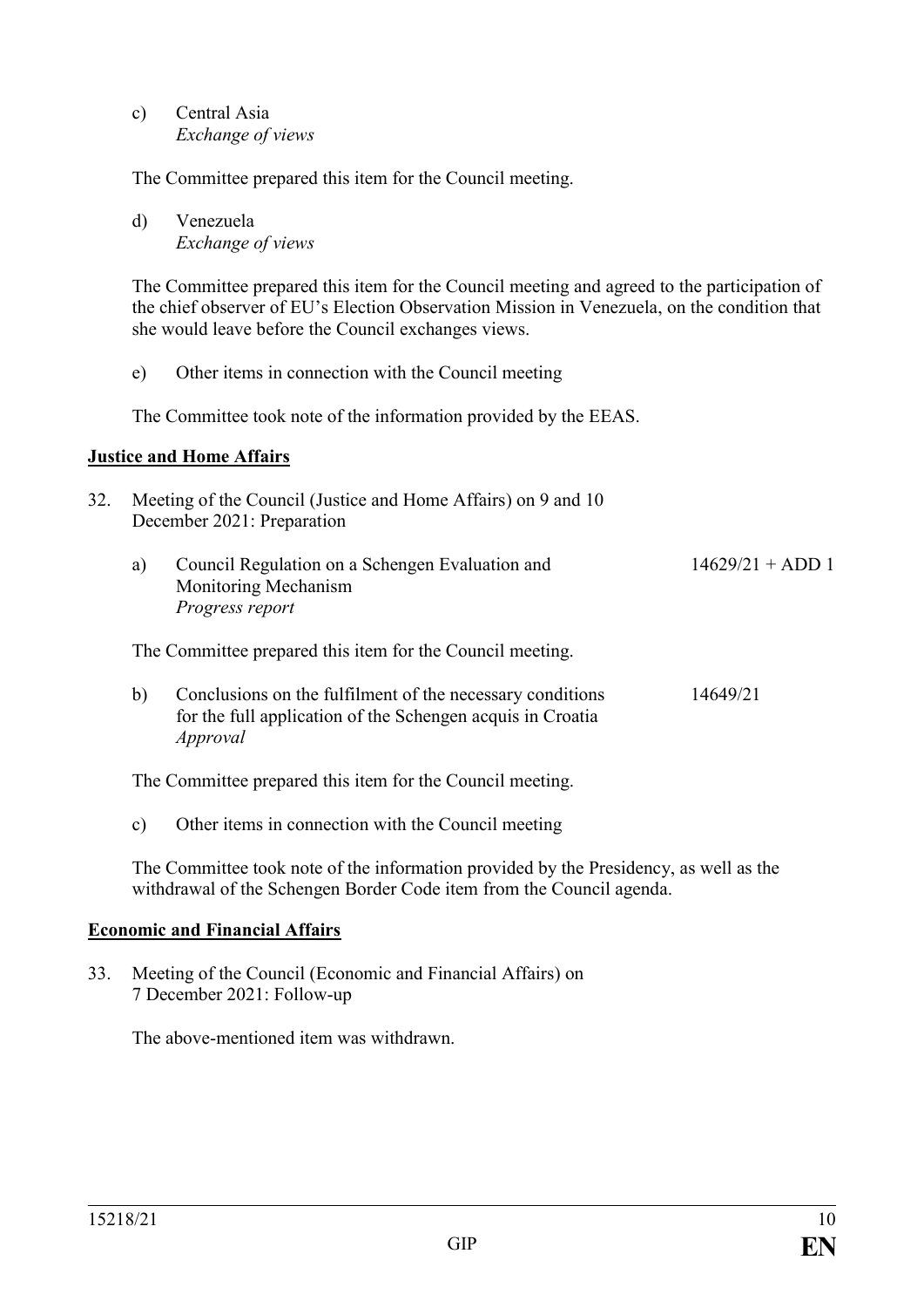c) Central Asia
*Exchange of views*

The Committee prepared this item for the Council meeting.

d) Venezuela
*Exchange of views*

The Committee prepared this item for the Council meeting and agreed to the participation of the chief observer of EU's Election Observation Mission in Venezuela, on the condition that she would leave before the Council exchanges views.

e) Other items in connection with the Council meeting

The Committee took note of the information provided by the EEAS.

**Justice and Home Affairs**

32. Meeting of the Council (Justice and Home Affairs) on 9 and 10 December 2021: Preparation

a) Council Regulation on a Schengen Evaluation and Monitoring Mechanism — 14629/21 + ADD 1
*Progress report*

The Committee prepared this item for the Council meeting.

b) Conclusions on the fulfilment of the necessary conditions for the full application of the Schengen acquis in Croatia — 14649/21
*Approval*

The Committee prepared this item for the Council meeting.

c) Other items in connection with the Council meeting

The Committee took note of the information provided by the Presidency, as well as the withdrawal of the Schengen Border Code item from the Council agenda.

**Economic and Financial Affairs**

33. Meeting of the Council (Economic and Financial Affairs) on 7 December 2021: Follow-up

The above-mentioned item was withdrawn.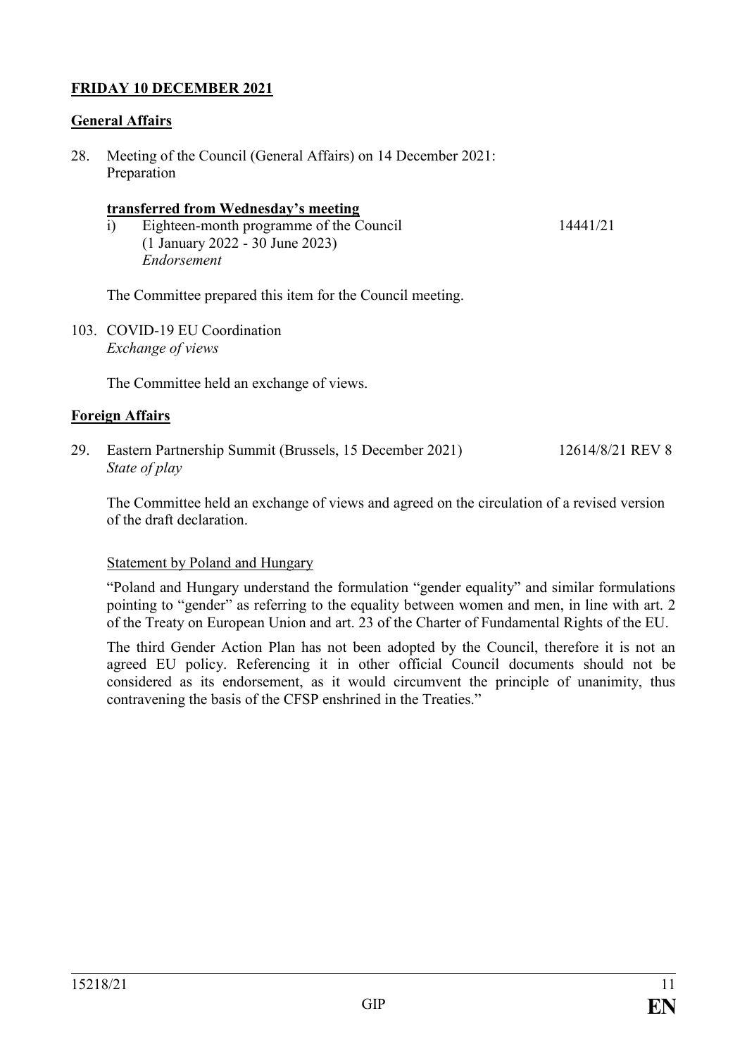**FRIDAY 10 DECEMBER 2021**

**General Affairs**

28. Meeting of the Council (General Affairs) on 14 December 2021: Preparation

**transferred from Wednesday's meeting**

i) Eighteen-month programme of the Council (1 January 2022 - 30 June 2023) 14441/21
*Endorsement*

The Committee prepared this item for the Council meeting.

103. COVID-19 EU Coordination
*Exchange of views*

The Committee held an exchange of views.

**Foreign Affairs**

29. Eastern Partnership Summit (Brussels, 15 December 2021) 12614/8/21 REV 8
*State of play*

The Committee held an exchange of views and agreed on the circulation of a revised version of the draft declaration.

Statement by Poland and Hungary

"Poland and Hungary understand the formulation "gender equality" and similar formulations pointing to "gender" as referring to the equality between women and men, in line with art. 2 of the Treaty on European Union and art. 23 of the Charter of Fundamental Rights of the EU.

The third Gender Action Plan has not been adopted by the Council, therefore it is not an agreed EU policy. Referencing it in other official Council documents should not be considered as its endorsement, as it would circumvent the principle of unanimity, thus contravening the basis of the CFSP enshrined in the Treaties."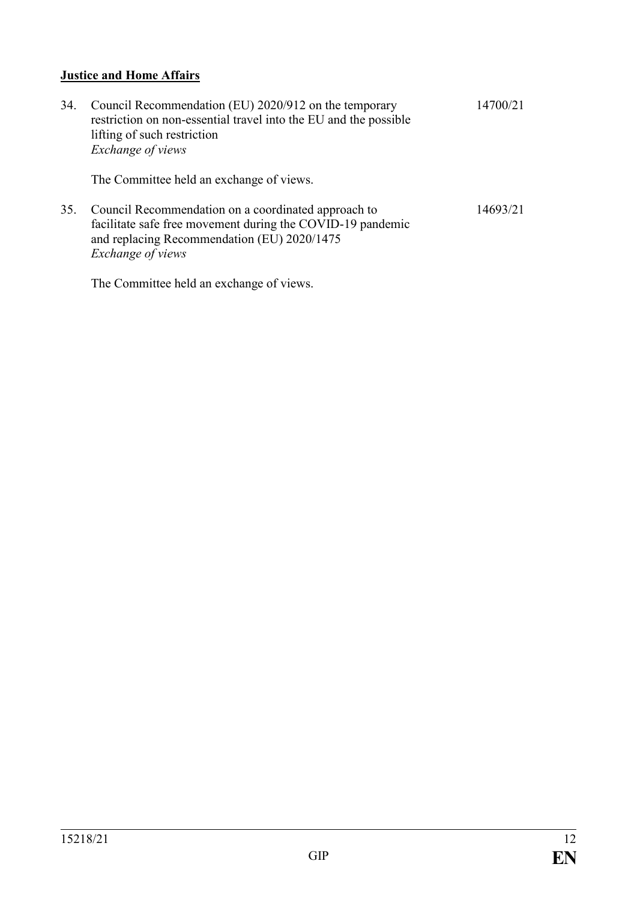**Justice and Home Affairs**

34. Council Recommendation (EU) 2020/912 on the temporary restriction on non-essential travel into the EU and the possible lifting of such restriction 14700/21
 *Exchange of views*

 The Committee held an exchange of views.

35. Council Recommendation on a coordinated approach to facilitate safe free movement during the COVID-19 pandemic and replacing Recommendation (EU) 2020/1475 14693/21
 *Exchange of views*

 The Committee held an exchange of views.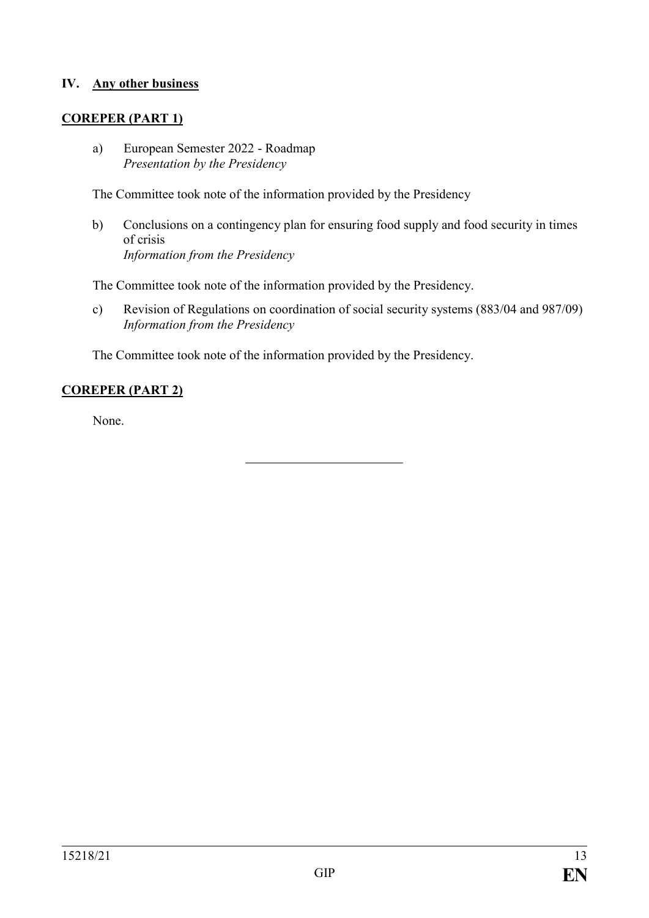## IV. Any other business

### COREPER (PART 1)

a) European Semester 2022 - Roadmap
*Presentation by the Presidency*

The Committee took note of the information provided by the Presidency

b) Conclusions on a contingency plan for ensuring food supply and food security in times of crisis
*Information from the Presidency*

The Committee took note of the information provided by the Presidency.

c) Revision of Regulations on coordination of social security systems (883/04 and 987/09)
*Information from the Presidency*

The Committee took note of the information provided by the Presidency.

### COREPER (PART 2)

None.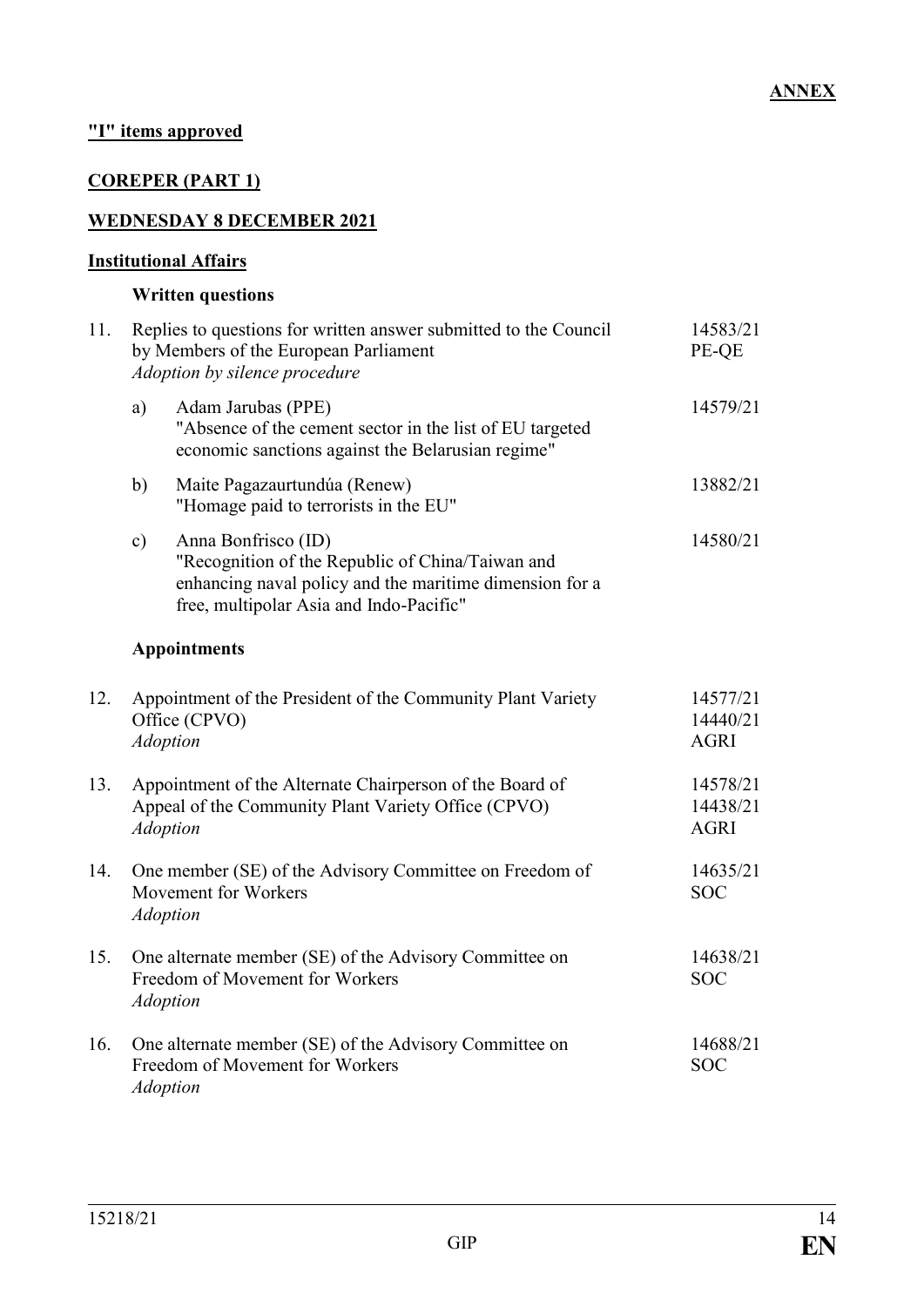**ANNEX**

**"I" items approved**

**COREPER (PART 1)**

**WEDNESDAY 8 DECEMBER 2021**

**Institutional Affairs**

**Written questions**

11. Replies to questions for written answer submitted to the Council by Members of the European Parliament — 14583/21 PE-QE
    *Adoption by silence procedure*

    a) Adam Jarubas (PPE) — 14579/21
    "Absence of the cement sector in the list of EU targeted economic sanctions against the Belarusian regime"

    b) Maite Pagazaurtundúa (Renew) — 13882/21
    "Homage paid to terrorists in the EU"

    c) Anna Bonfrisco (ID) — 14580/21
    "Recognition of the Republic of China/Taiwan and enhancing naval policy and the maritime dimension for a free, multipolar Asia and Indo-Pacific"

**Appointments**

12. Appointment of the President of the Community Plant Variety Office (CPVO) — 14577/21 14440/21 AGRI
    *Adoption*

13. Appointment of the Alternate Chairperson of the Board of Appeal of the Community Plant Variety Office (CPVO) — 14578/21 14438/21 AGRI
    *Adoption*

14. One member (SE) of the Advisory Committee on Freedom of Movement for Workers — 14635/21 SOC
    *Adoption*

15. One alternate member (SE) of the Advisory Committee on Freedom of Movement for Workers — 14638/21 SOC
    *Adoption*

16. One alternate member (SE) of the Advisory Committee on Freedom of Movement for Workers — 14688/21 SOC
    *Adoption*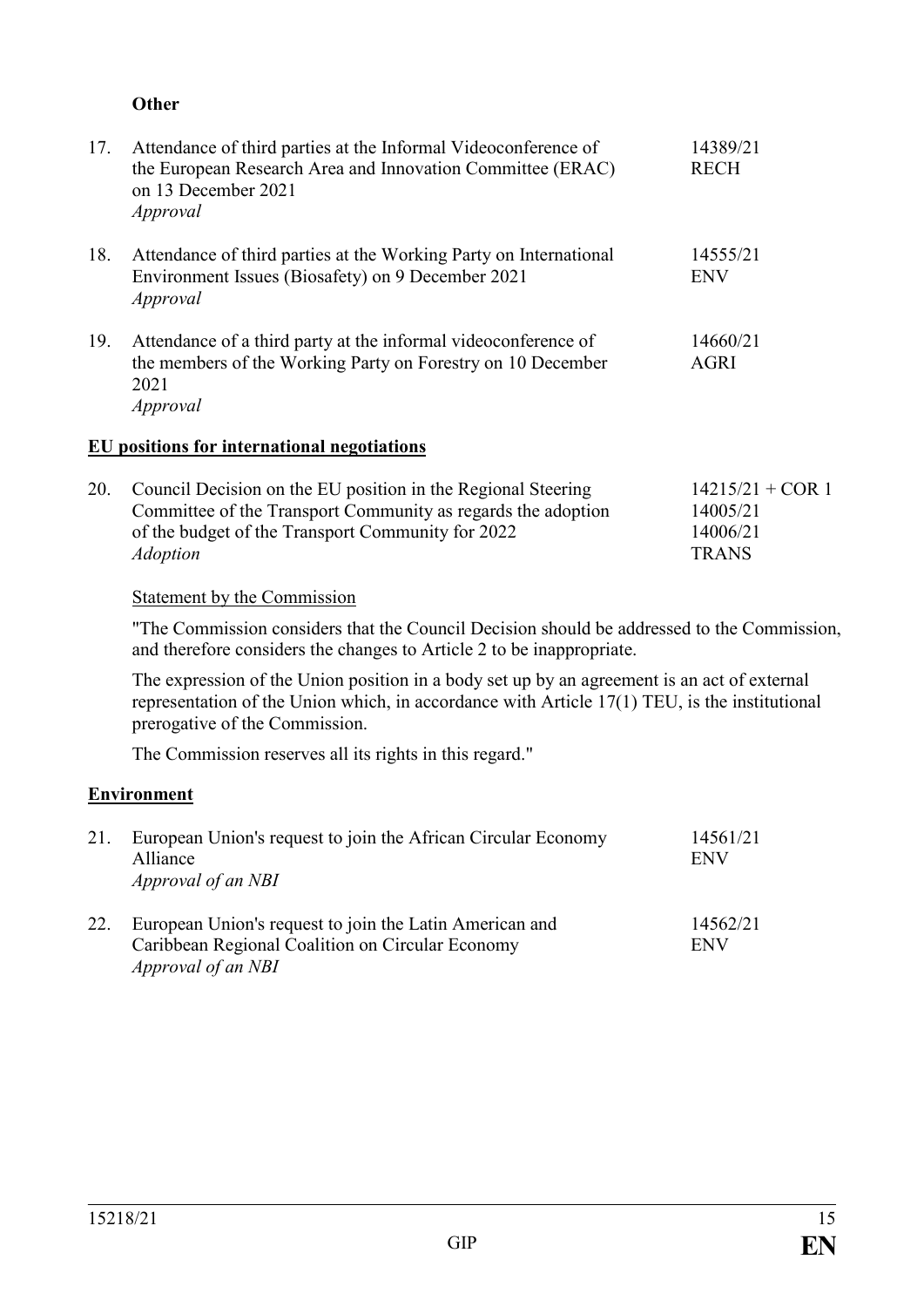**Other**

| | | |
|---|---|---|
| 17. | Attendance of third parties at the Informal Videoconference of the European Research Area and Innovation Committee (ERAC) on 13 December 2021<br>*Approval* | 14389/21<br>RECH |
| 18. | Attendance of third parties at the Working Party on International Environment Issues (Biosafety) on 9 December 2021<br>*Approval* | 14555/21<br>ENV |
| 19. | Attendance of a third party at the informal videoconference of the members of the Working Party on Forestry on 10 December 2021<br>*Approval* | 14660/21<br>AGRI |

**EU positions for international negotiations**

| | | |
|---|---|---|
| 20. | Council Decision on the EU position in the Regional Steering Committee of the Transport Community as regards the adoption of the budget of the Transport Community for 2022<br>*Adoption* | 14215/21 + COR 1<br>14005/21<br>14006/21<br>TRANS |

Statement by the Commission

"The Commission considers that the Council Decision should be addressed to the Commission, and therefore considers the changes to Article 2 to be inappropriate.

The expression of the Union position in a body set up by an agreement is an act of external representation of the Union which, in accordance with Article 17(1) TEU, is the institutional prerogative of the Commission.

The Commission reserves all its rights in this regard."

**Environment**

| | | |
|---|---|---|
| 21. | European Union's request to join the African Circular Economy Alliance<br>*Approval of an NBI* | 14561/21<br>ENV |
| 22. | European Union's request to join the Latin American and Caribbean Regional Coalition on Circular Economy<br>*Approval of an NBI* | 14562/21<br>ENV |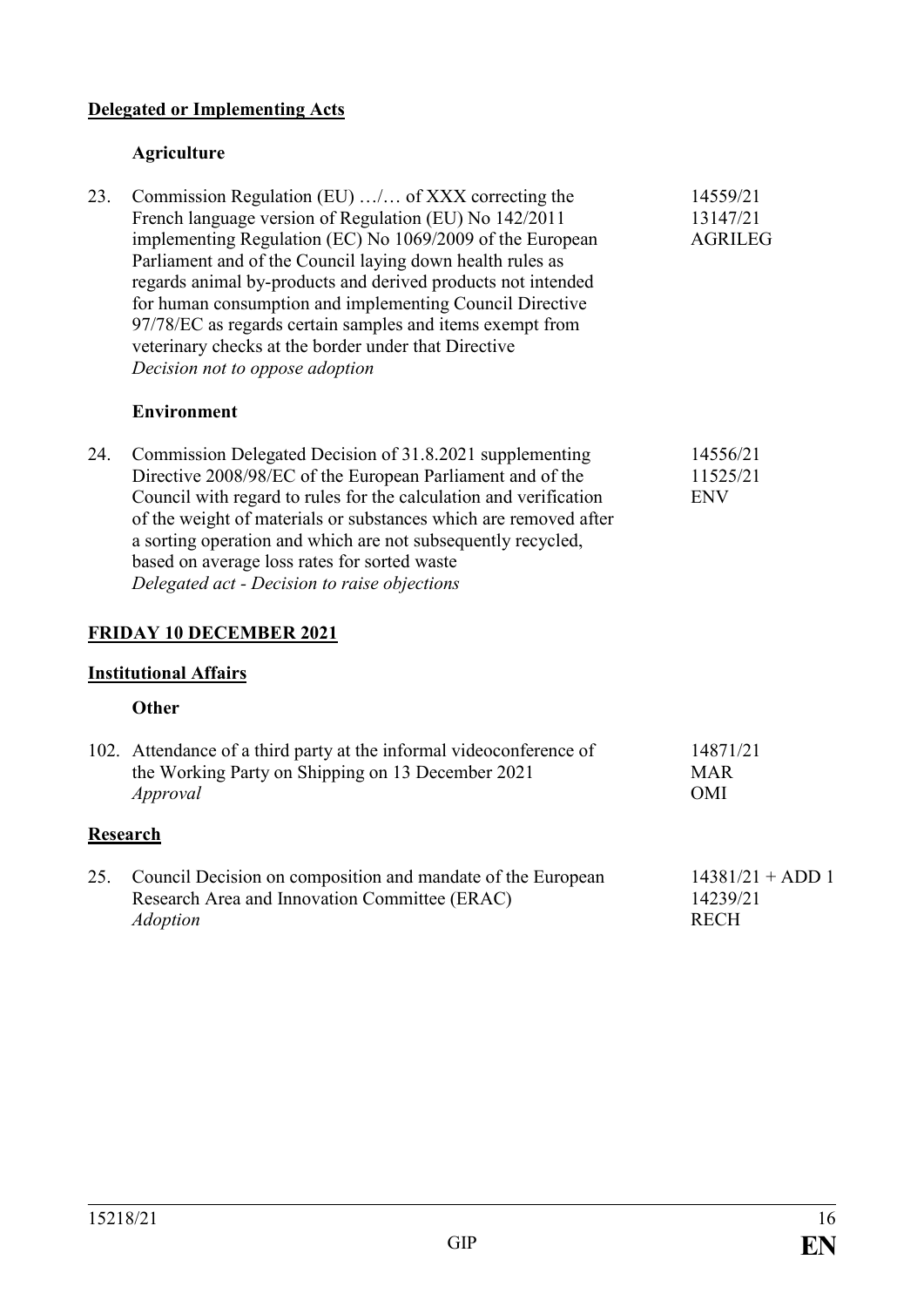**Delegated or Implementing Acts**

**Agriculture**

| | | |
|---|---|---|
| 23. | Commission Regulation (EU) …/… of XXX correcting the French language version of Regulation (EU) No 142/2011 implementing Regulation (EC) No 1069/2009 of the European Parliament and of the Council laying down health rules as regards animal by-products and derived products not intended for human consumption and implementing Council Directive 97/78/EC as regards certain samples and items exempt from veterinary checks at the border under that Directive<br>*Decision not to oppose adoption* | 14559/21<br>13147/21<br>AGRILEG |

**Environment**

| | | |
|---|---|---|
| 24. | Commission Delegated Decision of 31.8.2021 supplementing Directive 2008/98/EC of the European Parliament and of the Council with regard to rules for the calculation and verification of the weight of materials or substances which are removed after a sorting operation and which are not subsequently recycled, based on average loss rates for sorted waste<br>*Delegated act - Decision to raise objections* | 14556/21<br>11525/21<br>ENV |

**FRIDAY 10 DECEMBER 2021**

**Institutional Affairs**

**Other**

| | | |
|---|---|---|
| 102. | Attendance of a third party at the informal videoconference of the Working Party on Shipping on 13 December 2021<br>*Approval* | 14871/21<br>MAR<br>OMI |

**Research**

| | | |
|---|---|---|
| 25. | Council Decision on composition and mandate of the European Research Area and Innovation Committee (ERAC)<br>*Adoption* | 14381/21 + ADD 1<br>14239/21<br>RECH |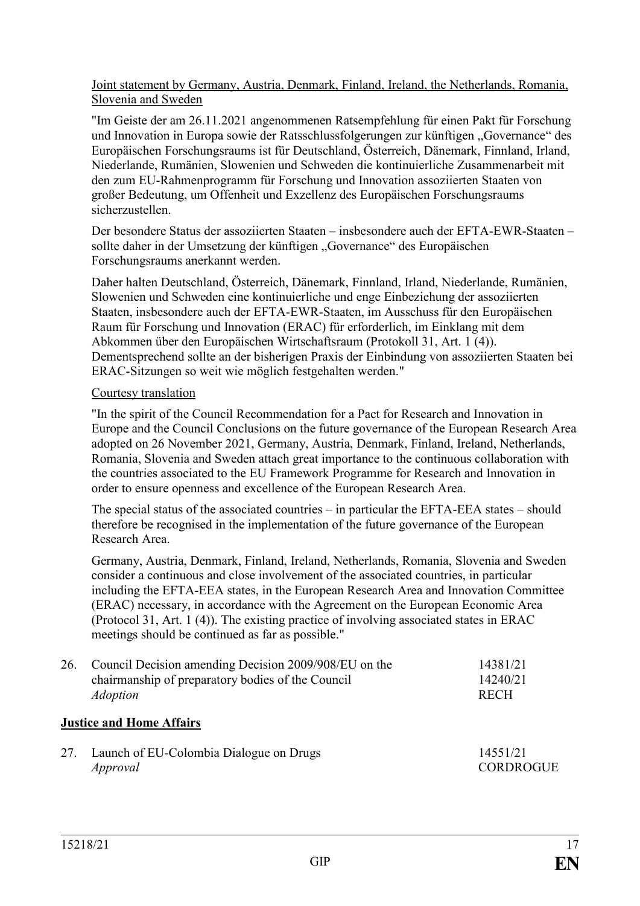Joint statement by Germany, Austria, Denmark, Finland, Ireland, the Netherlands, Romania, Slovenia and Sweden

"Im Geiste der am 26.11.2021 angenommenen Ratsempfehlung für einen Pakt für Forschung und Innovation in Europa sowie der Ratsschlussfolgerungen zur künftigen „Governance" des Europäischen Forschungsraums ist für Deutschland, Österreich, Dänemark, Finnland, Irland, Niederlande, Rumänien, Slowenien und Schweden die kontinuierliche Zusammenarbeit mit den zum EU-Rahmenprogramm für Forschung und Innovation assoziierten Staaten von großer Bedeutung, um Offenheit und Exzellenz des Europäischen Forschungsraums sicherzustellen.

Der besondere Status der assoziierten Staaten – insbesondere auch der EFTA-EWR-Staaten – sollte daher in der Umsetzung der künftigen „Governance" des Europäischen Forschungsraums anerkannt werden.

Daher halten Deutschland, Österreich, Dänemark, Finnland, Irland, Niederlande, Rumänien, Slowenien und Schweden eine kontinuierliche und enge Einbeziehung der assoziierten Staaten, insbesondere auch der EFTA-EWR-Staaten, im Ausschuss für den Europäischen Raum für Forschung und Innovation (ERAC) für erforderlich, im Einklang mit dem Abkommen über den Europäischen Wirtschaftsraum (Protokoll 31, Art. 1 (4)). Dementsprechend sollte an der bisherigen Praxis der Einbindung von assoziierten Staaten bei ERAC-Sitzungen so weit wie möglich festgehalten werden."

Courtesy translation

"In the spirit of the Council Recommendation for a Pact for Research and Innovation in Europe and the Council Conclusions on the future governance of the European Research Area adopted on 26 November 2021, Germany, Austria, Denmark, Finland, Ireland, Netherlands, Romania, Slovenia and Sweden attach great importance to the continuous collaboration with the countries associated to the EU Framework Programme for Research and Innovation in order to ensure openness and excellence of the European Research Area.

The special status of the associated countries – in particular the EFTA-EEA states – should therefore be recognised in the implementation of the future governance of the European Research Area.

Germany, Austria, Denmark, Finland, Ireland, Netherlands, Romania, Slovenia and Sweden consider a continuous and close involvement of the associated countries, in particular including the EFTA-EEA states, in the European Research Area and Innovation Committee (ERAC) necessary, in accordance with the Agreement on the European Economic Area (Protocol 31, Art. 1 (4)). The existing practice of involving associated states in ERAC meetings should be continued as far as possible."

26. Council Decision amending Decision 2009/908/EU on the chairmanship of preparatory bodies of the Council
 *Adoption*
 14381/21
 14240/21
 RECH

**Justice and Home Affairs**

27. Launch of EU-Colombia Dialogue on Drugs
 *Approval*
 14551/21
 CORDROGUE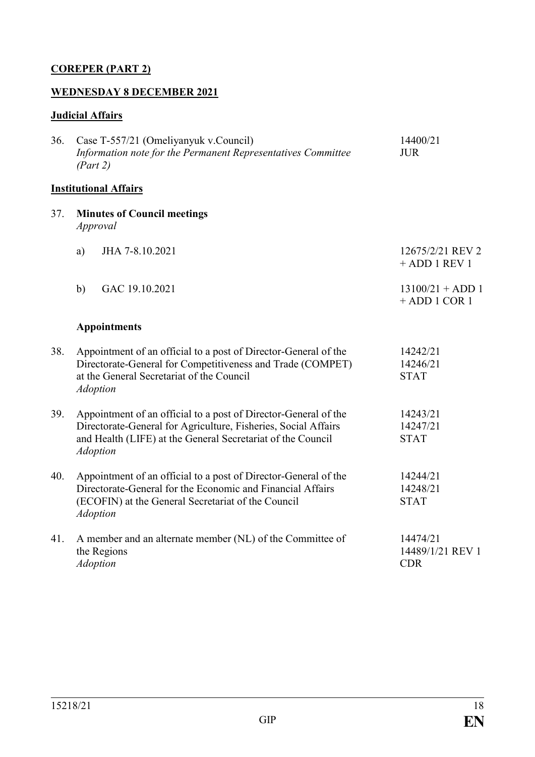**COREPER (PART 2)**

**WEDNESDAY 8 DECEMBER 2021**

**Judicial Affairs**

| | | |
|---|---|---|
| 36. | Case T-557/21 (Omeliyanyuk v.Council)<br>*Information note for the Permanent Representatives Committee (Part 2)* | 14400/21<br>JUR |

**Institutional Affairs**

| | | |
|---|---|---|
| 37. | **Minutes of Council meetings**<br>*Approval* | |
| | a) JHA 7-8.10.2021 | 12675/2/21 REV 2<br>+ ADD 1 REV 1 |
| | b) GAC 19.10.2021 | 13100/21 + ADD 1<br>+ ADD 1 COR 1 |
| | **Appointments** | |
| 38. | Appointment of an official to a post of Director-General of the Directorate-General for Competitiveness and Trade (COMPET) at the General Secretariat of the Council<br>*Adoption* | 14242/21<br>14246/21<br>STAT |
| 39. | Appointment of an official to a post of Director-General of the Directorate-General for Agriculture, Fisheries, Social Affairs and Health (LIFE) at the General Secretariat of the Council<br>*Adoption* | 14243/21<br>14247/21<br>STAT |
| 40. | Appointment of an official to a post of Director-General of the Directorate-General for the Economic and Financial Affairs (ECOFIN) at the General Secretariat of the Council<br>*Adoption* | 14244/21<br>14248/21<br>STAT |
| 41. | A member and an alternate member (NL) of the Committee of the Regions<br>*Adoption* | 14474/21<br>14489/1/21 REV 1<br>CDR |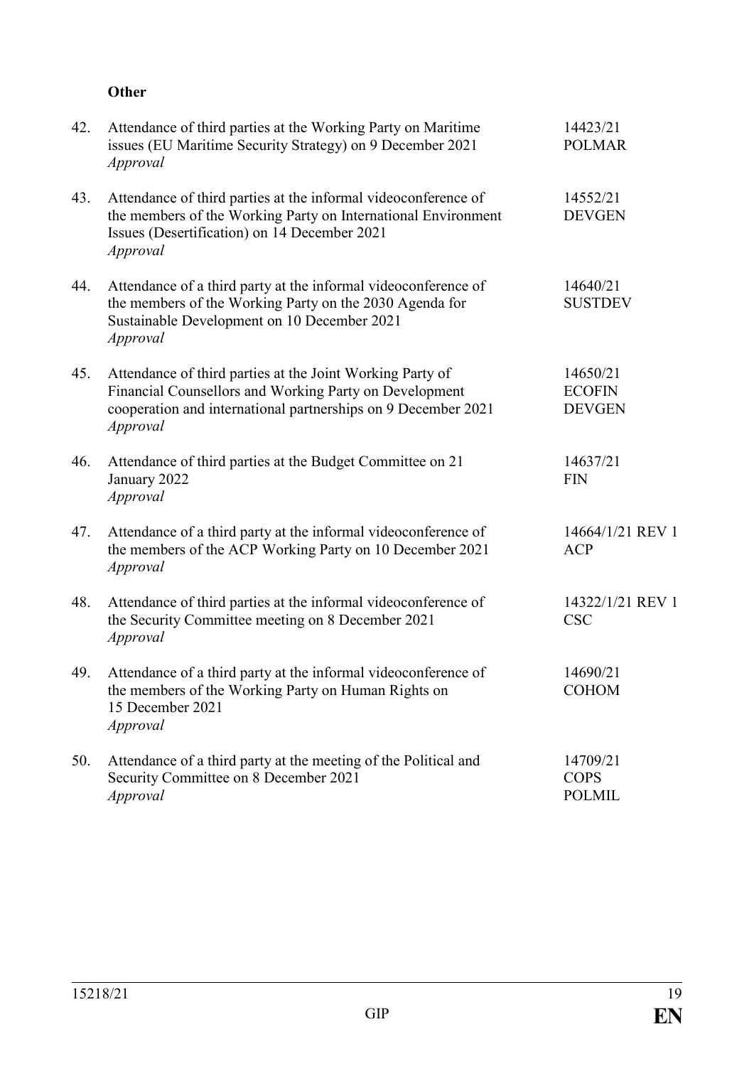**Other**

| | | |
|---|---|---|
| 42. | Attendance of third parties at the Working Party on Maritime issues (EU Maritime Security Strategy) on 9 December 2021<br>*Approval* | 14423/21<br>POLMAR |
| 43. | Attendance of third parties at the informal videoconference of the members of the Working Party on International Environment Issues (Desertification) on 14 December 2021<br>*Approval* | 14552/21<br>DEVGEN |
| 44. | Attendance of a third party at the informal videoconference of the members of the Working Party on the 2030 Agenda for Sustainable Development on 10 December 2021<br>*Approval* | 14640/21<br>SUSTDEV |
| 45. | Attendance of third parties at the Joint Working Party of Financial Counsellors and Working Party on Development cooperation and international partnerships on 9 December 2021<br>*Approval* | 14650/21<br>ECOFIN<br>DEVGEN |
| 46. | Attendance of third parties at the Budget Committee on 21 January 2022<br>*Approval* | 14637/21<br>FIN |
| 47. | Attendance of a third party at the informal videoconference of the members of the ACP Working Party on 10 December 2021<br>*Approval* | 14664/1/21 REV 1<br>ACP |
| 48. | Attendance of third parties at the informal videoconference of the Security Committee meeting on 8 December 2021<br>*Approval* | 14322/1/21 REV 1<br>CSC |
| 49. | Attendance of a third party at the informal videoconference of the members of the Working Party on Human Rights on 15 December 2021<br>*Approval* | 14690/21<br>COHOM |
| 50. | Attendance of a third party at the meeting of the Political and Security Committee on 8 December 2021<br>*Approval* | 14709/21<br>COPS<br>POLMIL |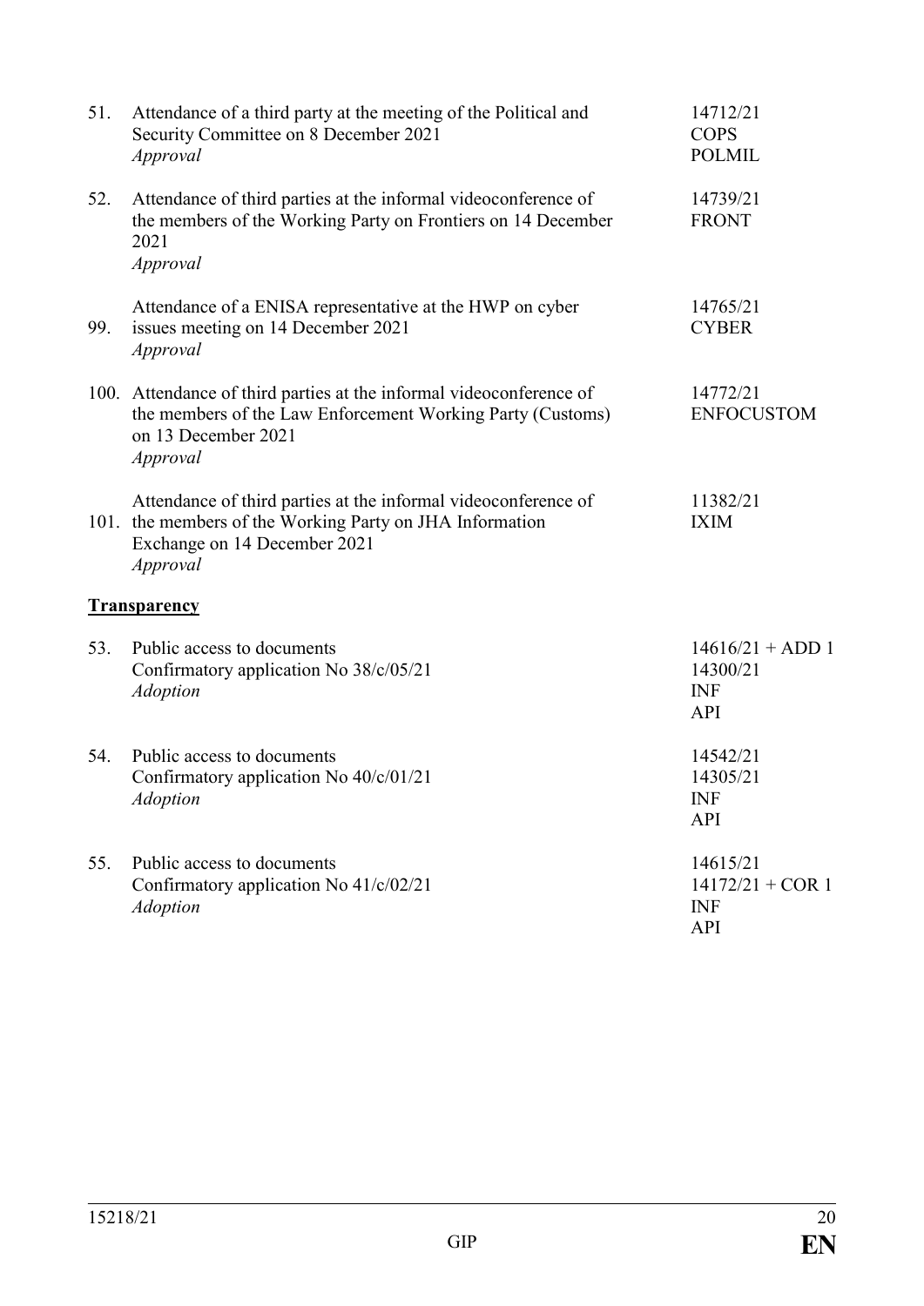| | | |
|---|---|---|
| 51. | Attendance of a third party at the meeting of the Political and Security Committee on 8 December 2021<br>*Approval* | 14712/21<br>COPS<br>POLMIL |
| 52. | Attendance of third parties at the informal videoconference of the members of the Working Party on Frontiers on 14 December 2021<br>*Approval* | 14739/21<br>FRONT |
| 99. | Attendance of a ENISA representative at the HWP on cyber issues meeting on 14 December 2021<br>*Approval* | 14765/21<br>CYBER |
| 100. | Attendance of third parties at the informal videoconference of the members of the Law Enforcement Working Party (Customs) on 13 December 2021<br>*Approval* | 14772/21<br>ENFOCUSTOM |
| 101. | Attendance of third parties at the informal videoconference of the members of the Working Party on JHA Information Exchange on 14 December 2021<br>*Approval* | 11382/21<br>IXIM |

**Transparency**

| | | |
|---|---|---|
| 53. | Public access to documents<br>Confirmatory application No 38/c/05/21<br>*Adoption* | 14616/21 + ADD 1<br>14300/21<br>INF<br>API |
| 54. | Public access to documents<br>Confirmatory application No 40/c/01/21<br>*Adoption* | 14542/21<br>14305/21<br>INF<br>API |
| 55. | Public access to documents<br>Confirmatory application No 41/c/02/21<br>*Adoption* | 14615/21<br>14172/21 + COR 1<br>INF<br>API |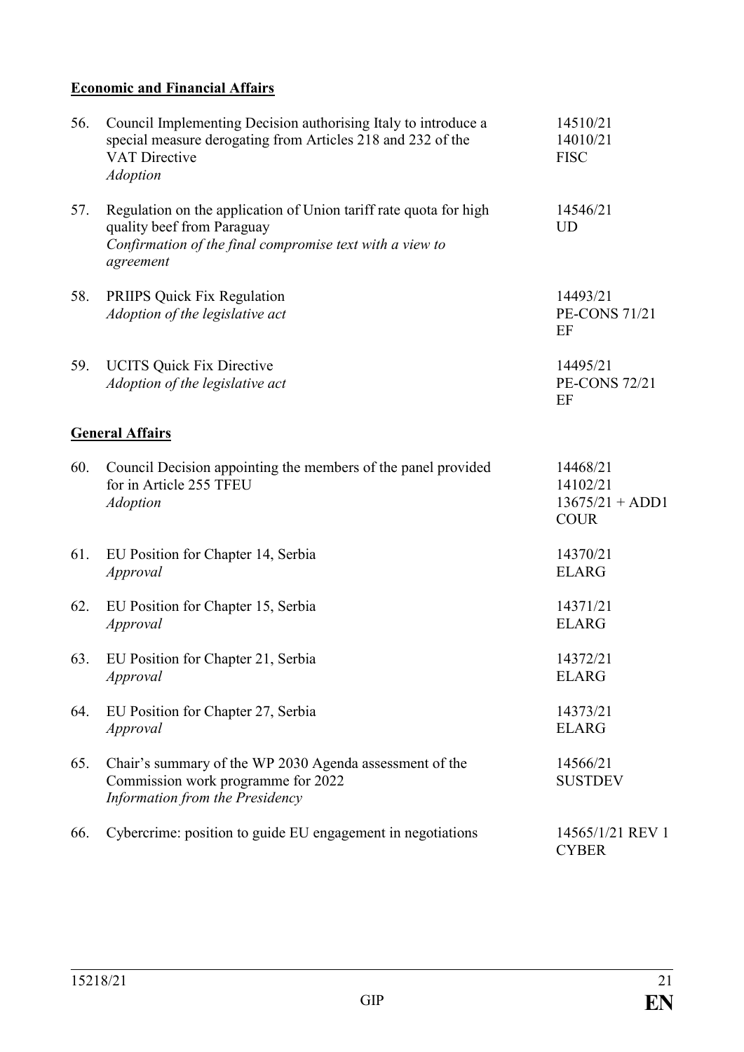**Economic and Financial Affairs**

| | | |
|---|---|---|
| 56. | Council Implementing Decision authorising Italy to introduce a special measure derogating from Articles 218 and 232 of the VAT Directive<br>*Adoption* | 14510/21<br>14010/21<br>FISC |
| 57. | Regulation on the application of Union tariff rate quota for high quality beef from Paraguay<br>*Confirmation of the final compromise text with a view to agreement* | 14546/21<br>UD |
| 58. | PRIIPS Quick Fix Regulation<br>*Adoption of the legislative act* | 14493/21<br>PE-CONS 71/21<br>EF |
| 59. | UCITS Quick Fix Directive<br>*Adoption of the legislative act* | 14495/21<br>PE-CONS 72/21<br>EF |

**General Affairs**

| | | |
|---|---|---|
| 60. | Council Decision appointing the members of the panel provided for in Article 255 TFEU<br>*Adoption* | 14468/21<br>14102/21<br>13675/21 + ADD1<br>COUR |
| 61. | EU Position for Chapter 14, Serbia<br>*Approval* | 14370/21<br>ELARG |
| 62. | EU Position for Chapter 15, Serbia<br>*Approval* | 14371/21<br>ELARG |
| 63. | EU Position for Chapter 21, Serbia<br>*Approval* | 14372/21<br>ELARG |
| 64. | EU Position for Chapter 27, Serbia<br>*Approval* | 14373/21<br>ELARG |
| 65. | Chair's summary of the WP 2030 Agenda assessment of the Commission work programme for 2022<br>*Information from the Presidency* | 14566/21<br>SUSTDEV |
| 66. | Cybercrime: position to guide EU engagement in negotiations | 14565/1/21 REV 1<br>CYBER |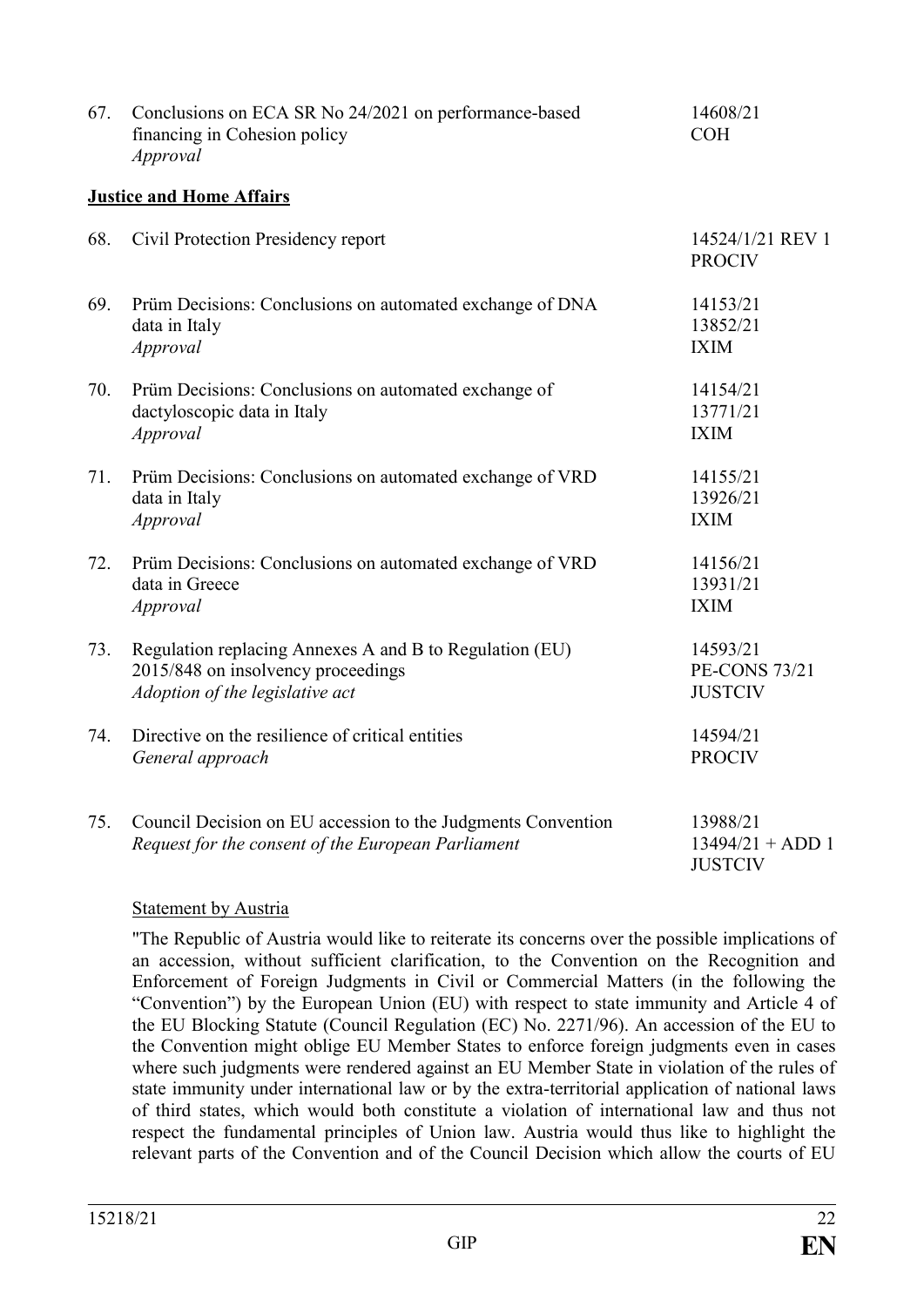| | | |
|---|---|---|
| 67. | Conclusions on ECA SR No 24/2021 on performance-based financing in Cohesion policy<br>*Approval* | 14608/21<br>COH |

**Justice and Home Affairs**

| | | |
|---|---|---|
| 68. | Civil Protection Presidency report | 14524/1/21 REV 1<br>PROCIV |
| 69. | Prüm Decisions: Conclusions on automated exchange of DNA data in Italy<br>*Approval* | 14153/21<br>13852/21<br>IXIM |
| 70. | Prüm Decisions: Conclusions on automated exchange of dactyloscopic data in Italy<br>*Approval* | 14154/21<br>13771/21<br>IXIM |
| 71. | Prüm Decisions: Conclusions on automated exchange of VRD data in Italy<br>*Approval* | 14155/21<br>13926/21<br>IXIM |
| 72. | Prüm Decisions: Conclusions on automated exchange of VRD data in Greece<br>*Approval* | 14156/21<br>13931/21<br>IXIM |
| 73. | Regulation replacing Annexes A and B to Regulation (EU) 2015/848 on insolvency proceedings<br>*Adoption of the legislative act* | 14593/21<br>PE-CONS 73/21<br>JUSTCIV |
| 74. | Directive on the resilience of critical entities<br>*General approach* | 14594/21<br>PROCIV |
| 75. | Council Decision on EU accession to the Judgments Convention<br>*Request for the consent of the European Parliament* | 13988/21<br>13494/21 + ADD 1<br>JUSTCIV |

Statement by Austria

"The Republic of Austria would like to reiterate its concerns over the possible implications of an accession, without sufficient clarification, to the Convention on the Recognition and Enforcement of Foreign Judgments in Civil or Commercial Matters (in the following the "Convention") by the European Union (EU) with respect to state immunity and Article 4 of the EU Blocking Statute (Council Regulation (EC) No. 2271/96). An accession of the EU to the Convention might oblige EU Member States to enforce foreign judgments even in cases where such judgments were rendered against an EU Member State in violation of the rules of state immunity under international law or by the extra-territorial application of national laws of third states, which would both constitute a violation of international law and thus not respect the fundamental principles of Union law. Austria would thus like to highlight the relevant parts of the Convention and of the Council Decision which allow the courts of EU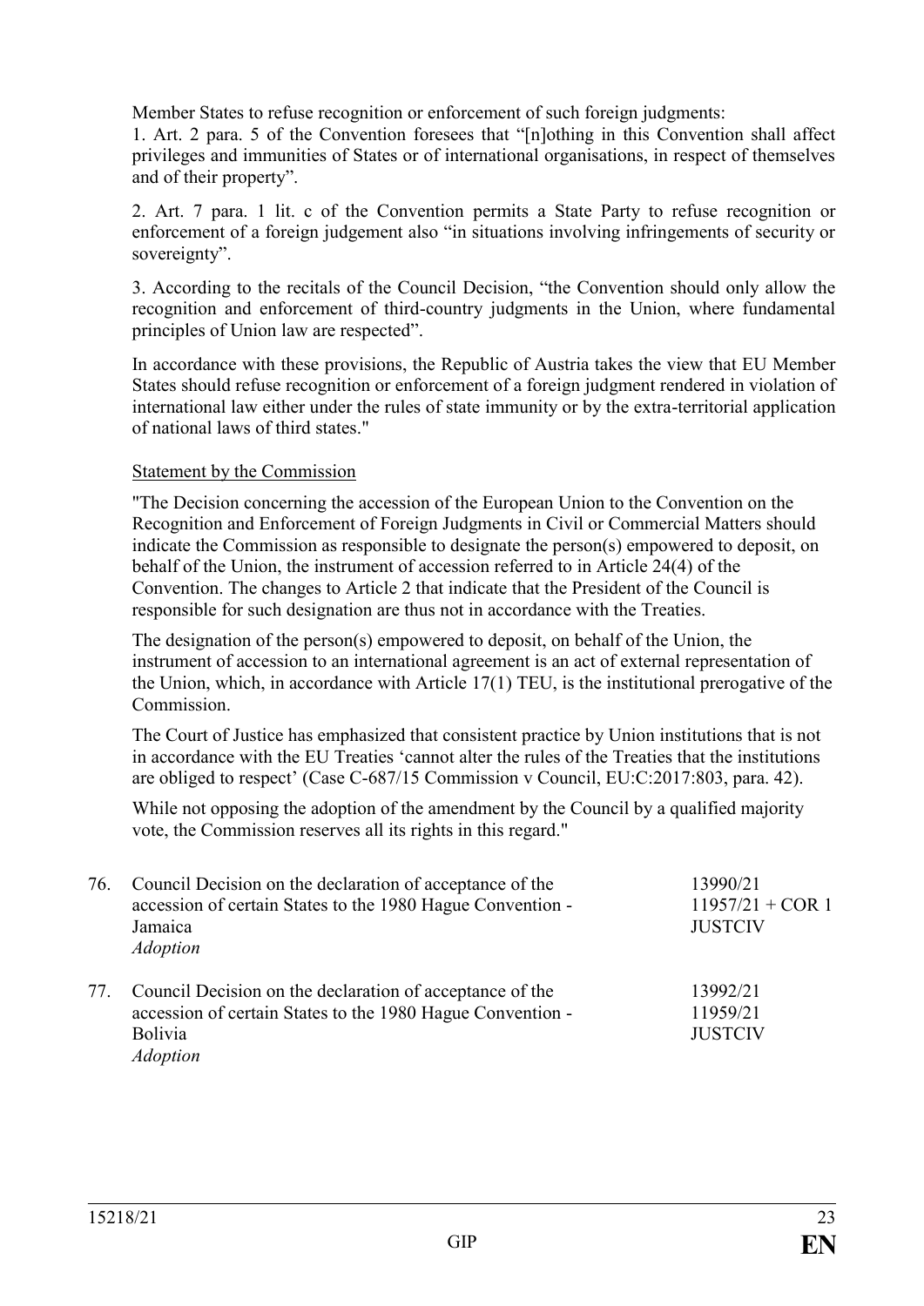Member States to refuse recognition or enforcement of such foreign judgments:

1. Art. 2 para. 5 of the Convention foresees that "[n]othing in this Convention shall affect privileges and immunities of States or of international organisations, in respect of themselves and of their property".

2. Art. 7 para. 1 lit. c of the Convention permits a State Party to refuse recognition or enforcement of a foreign judgement also "in situations involving infringements of security or sovereignty".

3. According to the recitals of the Council Decision, "the Convention should only allow the recognition and enforcement of third-country judgments in the Union, where fundamental principles of Union law are respected".

In accordance with these provisions, the Republic of Austria takes the view that EU Member States should refuse recognition or enforcement of a foreign judgment rendered in violation of international law either under the rules of state immunity or by the extra-territorial application of national laws of third states."

Statement by the Commission

"The Decision concerning the accession of the European Union to the Convention on the Recognition and Enforcement of Foreign Judgments in Civil or Commercial Matters should indicate the Commission as responsible to designate the person(s) empowered to deposit, on behalf of the Union, the instrument of accession referred to in Article 24(4) of the Convention. The changes to Article 2 that indicate that the President of the Council is responsible for such designation are thus not in accordance with the Treaties.

The designation of the person(s) empowered to deposit, on behalf of the Union, the instrument of accession to an international agreement is an act of external representation of the Union, which, in accordance with Article 17(1) TEU, is the institutional prerogative of the Commission.

The Court of Justice has emphasized that consistent practice by Union institutions that is not in accordance with the EU Treaties 'cannot alter the rules of the Treaties that the institutions are obliged to respect' (Case C-687/15 Commission v Council, EU:C:2017:803, para. 42).

While not opposing the adoption of the amendment by the Council by a qualified majority vote, the Commission reserves all its rights in this regard."

| | | |
|---|---|---|
| 76. | Council Decision on the declaration of acceptance of the accession of certain States to the 1980 Hague Convention - Jamaica<br>*Adoption* | 13990/21<br>11957/21 + COR 1<br>JUSTCIV |
| 77. | Council Decision on the declaration of acceptance of the accession of certain States to the 1980 Hague Convention - Bolivia<br>*Adoption* | 13992/21<br>11959/21<br>JUSTCIV |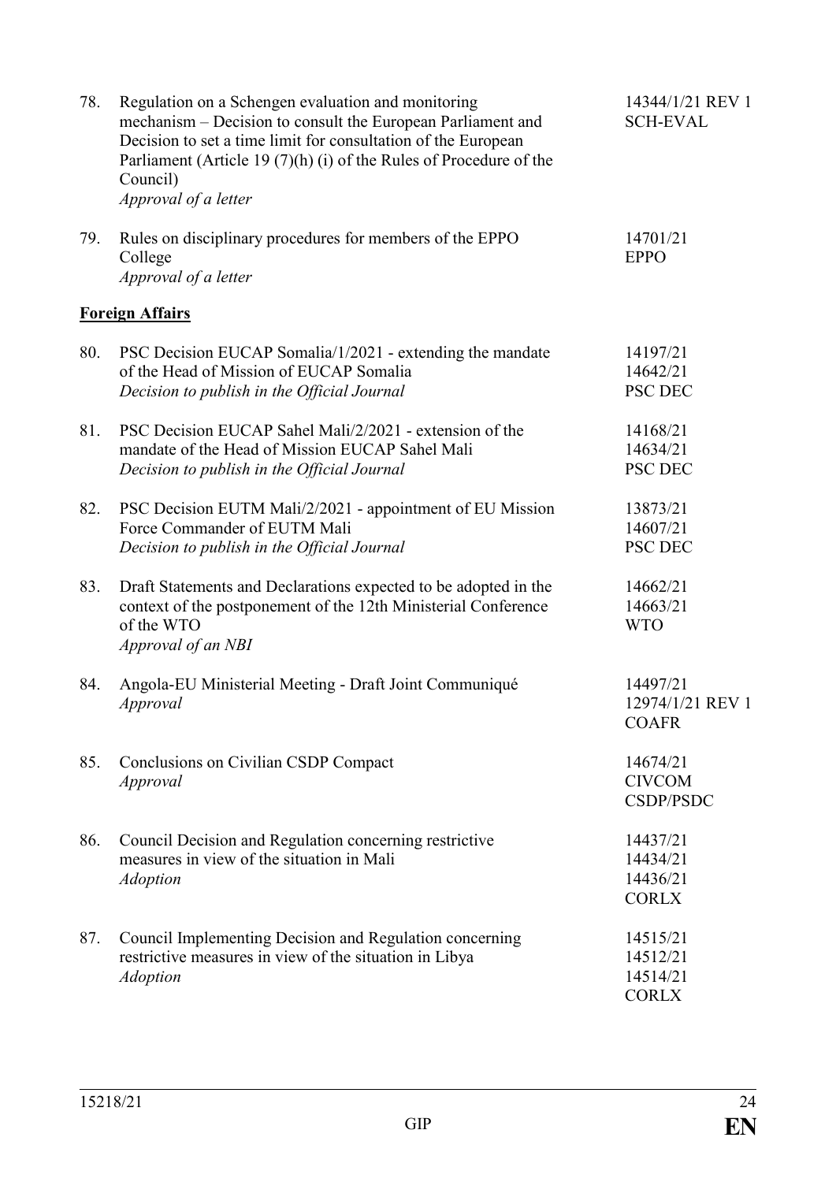| | | |
|---|---|---|
| 78. | Regulation on a Schengen evaluation and monitoring mechanism – Decision to consult the European Parliament and Decision to set a time limit for consultation of the European Parliament (Article 19 (7)(h) (i) of the Rules of Procedure of the Council)<br>*Approval of a letter* | 14344/1/21 REV 1<br>SCH-EVAL |
| 79. | Rules on disciplinary procedures for members of the EPPO College<br>*Approval of a letter* | 14701/21<br>EPPO |

**Foreign Affairs**

| | | |
|---|---|---|
| 80. | PSC Decision EUCAP Somalia/1/2021 - extending the mandate of the Head of Mission of EUCAP Somalia<br>*Decision to publish in the Official Journal* | 14197/21<br>14642/21<br>PSC DEC |
| 81. | PSC Decision EUCAP Sahel Mali/2/2021 - extension of the mandate of the Head of Mission EUCAP Sahel Mali<br>*Decision to publish in the Official Journal* | 14168/21<br>14634/21<br>PSC DEC |
| 82. | PSC Decision EUTM Mali/2/2021 - appointment of EU Mission Force Commander of EUTM Mali<br>*Decision to publish in the Official Journal* | 13873/21<br>14607/21<br>PSC DEC |
| 83. | Draft Statements and Declarations expected to be adopted in the context of the postponement of the 12th Ministerial Conference of the WTO<br>*Approval of an NBI* | 14662/21<br>14663/21<br>WTO |
| 84. | Angola-EU Ministerial Meeting - Draft Joint Communiqué<br>*Approval* | 14497/21<br>12974/1/21 REV 1<br>COAFR |
| 85. | Conclusions on Civilian CSDP Compact<br>*Approval* | 14674/21<br>CIVCOM<br>CSDP/PSDC |
| 86. | Council Decision and Regulation concerning restrictive measures in view of the situation in Mali<br>*Adoption* | 14437/21<br>14434/21<br>14436/21<br>CORLX |
| 87. | Council Implementing Decision and Regulation concerning restrictive measures in view of the situation in Libya<br>*Adoption* | 14515/21<br>14512/21<br>14514/21<br>CORLX |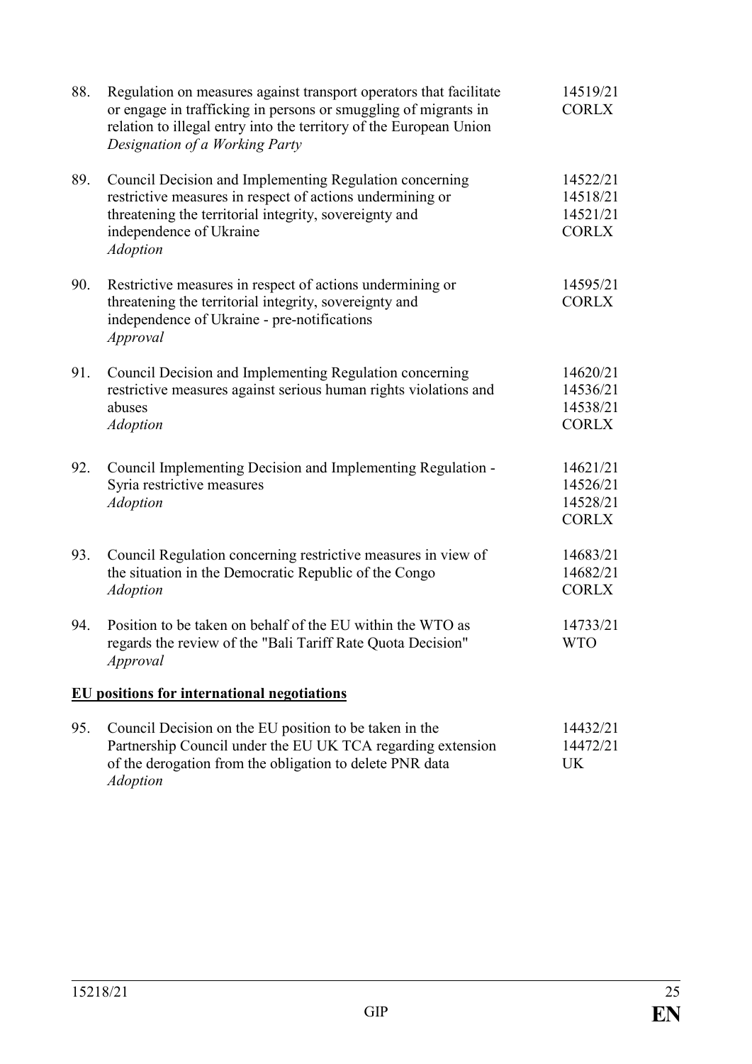| | | |
|---|---|---|
| 88. | Regulation on measures against transport operators that facilitate or engage in trafficking in persons or smuggling of migrants in relation to illegal entry into the territory of the European Union<br>*Designation of a Working Party* | 14519/21<br>CORLX |
| 89. | Council Decision and Implementing Regulation concerning restrictive measures in respect of actions undermining or threatening the territorial integrity, sovereignty and independence of Ukraine<br>*Adoption* | 14522/21<br>14518/21<br>14521/21<br>CORLX |
| 90. | Restrictive measures in respect of actions undermining or threatening the territorial integrity, sovereignty and independence of Ukraine - pre-notifications<br>*Approval* | 14595/21<br>CORLX |
| 91. | Council Decision and Implementing Regulation concerning restrictive measures against serious human rights violations and abuses<br>*Adoption* | 14620/21<br>14536/21<br>14538/21<br>CORLX |
| 92. | Council Implementing Decision and Implementing Regulation - Syria restrictive measures<br>*Adoption* | 14621/21<br>14526/21<br>14528/21<br>CORLX |
| 93. | Council Regulation concerning restrictive measures in view of the situation in the Democratic Republic of the Congo<br>*Adoption* | 14683/21<br>14682/21<br>CORLX |
| 94. | Position to be taken on behalf of the EU within the WTO as regards the review of the "Bali Tariff Rate Quota Decision"<br>*Approval* | 14733/21<br>WTO |

**EU positions for international negotiations**

| | | |
|---|---|---|
| 95. | Council Decision on the EU position to be taken in the Partnership Council under the EU UK TCA regarding extension of the derogation from the obligation to delete PNR data<br>*Adoption* | 14432/21<br>14472/21<br>UK |

15218/21

GIP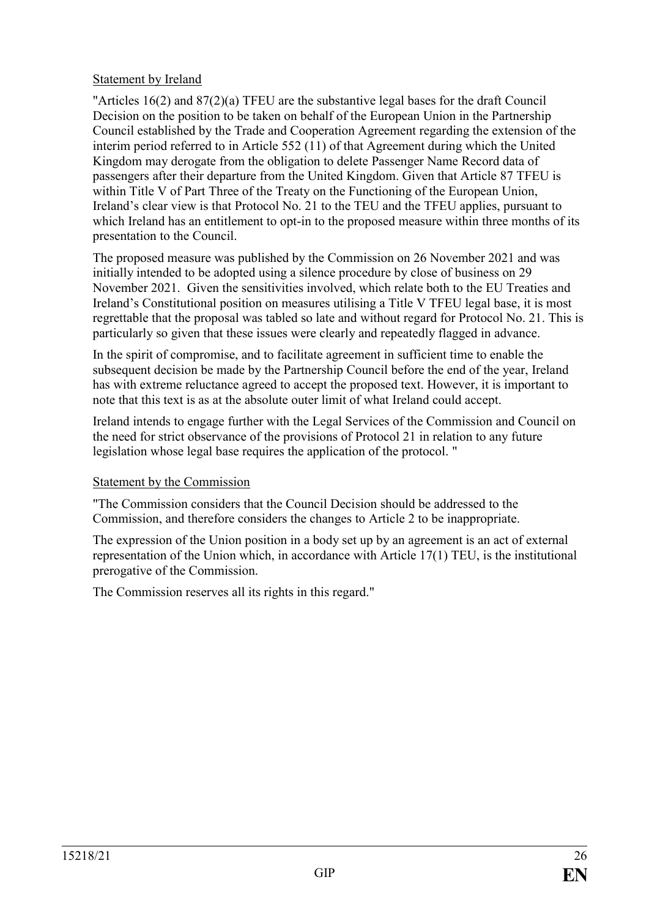Statement by Ireland

"Articles 16(2) and 87(2)(a) TFEU are the substantive legal bases for the draft Council Decision on the position to be taken on behalf of the European Union in the Partnership Council established by the Trade and Cooperation Agreement regarding the extension of the interim period referred to in Article 552 (11) of that Agreement during which the United Kingdom may derogate from the obligation to delete Passenger Name Record data of passengers after their departure from the United Kingdom. Given that Article 87 TFEU is within Title V of Part Three of the Treaty on the Functioning of the European Union, Ireland's clear view is that Protocol No. 21 to the TEU and the TFEU applies, pursuant to which Ireland has an entitlement to opt-in to the proposed measure within three months of its presentation to the Council.

The proposed measure was published by the Commission on 26 November 2021 and was initially intended to be adopted using a silence procedure by close of business on 29 November 2021. Given the sensitivities involved, which relate both to the EU Treaties and Ireland's Constitutional position on measures utilising a Title V TFEU legal base, it is most regrettable that the proposal was tabled so late and without regard for Protocol No. 21. This is particularly so given that these issues were clearly and repeatedly flagged in advance.

In the spirit of compromise, and to facilitate agreement in sufficient time to enable the subsequent decision be made by the Partnership Council before the end of the year, Ireland has with extreme reluctance agreed to accept the proposed text. However, it is important to note that this text is as at the absolute outer limit of what Ireland could accept.

Ireland intends to engage further with the Legal Services of the Commission and Council on the need for strict observance of the provisions of Protocol 21 in relation to any future legislation whose legal base requires the application of the protocol. "

Statement by the Commission

"The Commission considers that the Council Decision should be addressed to the Commission, and therefore considers the changes to Article 2 to be inappropriate.

The expression of the Union position in a body set up by an agreement is an act of external representation of the Union which, in accordance with Article 17(1) TEU, is the institutional prerogative of the Commission.

The Commission reserves all its rights in this regard."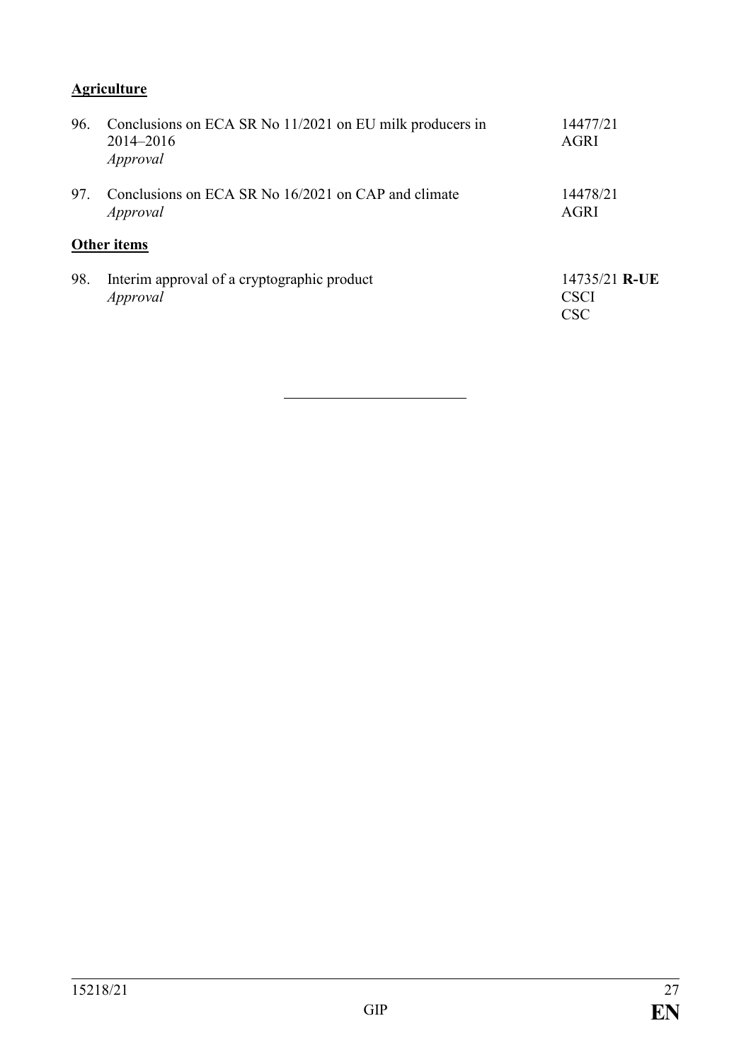**Agriculture**

| | | |
|---|---|---|
| 96. | Conclusions on ECA SR No 11/2021 on EU milk producers in 2014–2016<br>*Approval* | 14477/21<br>AGRI |
| 97. | Conclusions on ECA SR No 16/2021 on CAP and climate<br>*Approval* | 14478/21<br>AGRI |

**Other items**

| | | |
|---|---|---|
| 98. | Interim approval of a cryptographic product<br>*Approval* | 14735/21 **R-UE**<br>CSCI<br>CSC |